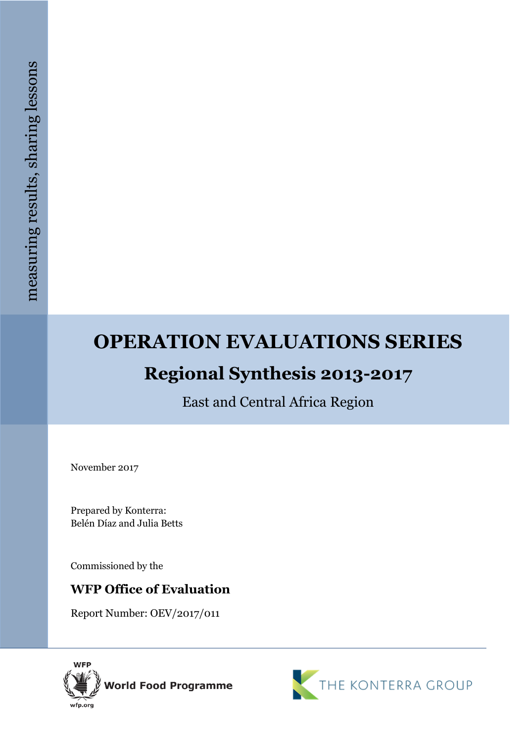measuring results, sharing lessons

# OPERATION EVALUATIONS SERIES

## Regional Synthesis 2013-2017

East and Central Africa Region

November 2017

Prepared by Konterra:
Belén Díaz and Julia Betts

Commissioned by the

**WFP Office of Evaluation**

Report Number: OEV/2017/011

WFP World Food Programme wfp.org

THE KONTERRA GROUP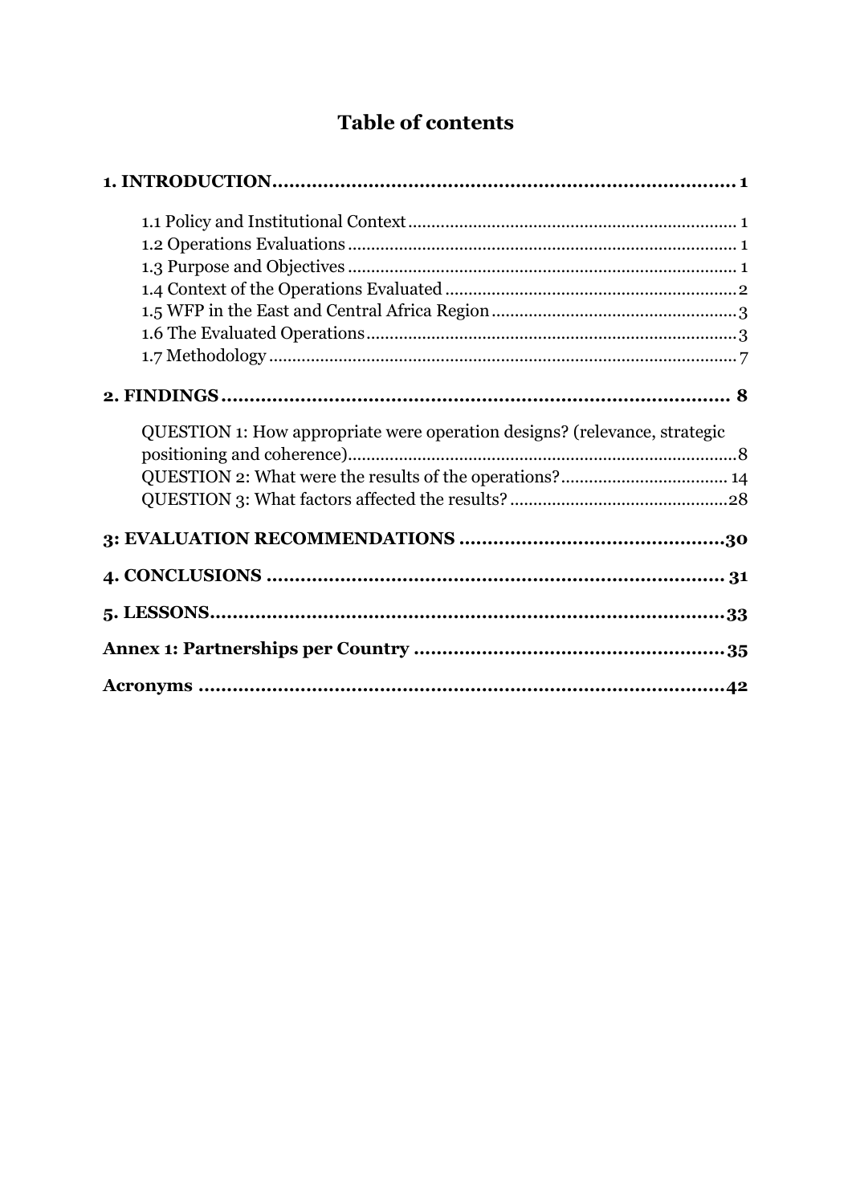# Table of contents

**1. INTRODUCTION .................................................................................. 1**

- 1.1 Policy and Institutional Context .......................................................... 1
- 1.2 Operations Evaluations ..................................................................... 1
- 1.3 Purpose and Objectives ..................................................................... 1
- 1.4 Context of the Operations Evaluated ..................................................... 2
- 1.5 WFP in the East and Central Africa Region ............................................. 3
- 1.6 The Evaluated Operations .................................................................. 3
- 1.7 Methodology .................................................................................. 7

**2. FINDINGS ......................................................................................... 8**

- QUESTION 1: How appropriate were operation designs? (relevance, strategic positioning and coherence) ..................................................................................... 8
- QUESTION 2: What were the results of the operations? ..................................... 14
- QUESTION 3: What factors affected the results? ............................................. 28

**3: EVALUATION RECOMMENDATIONS .............................................................. 30**

**4. CONCLUSIONS ................................................................................... 31**

**5. LESSONS .......................................................................................... 33**

**Annex 1: Partnerships per Country ......................................................... 35**

**Acronyms .......................................................................................... 42**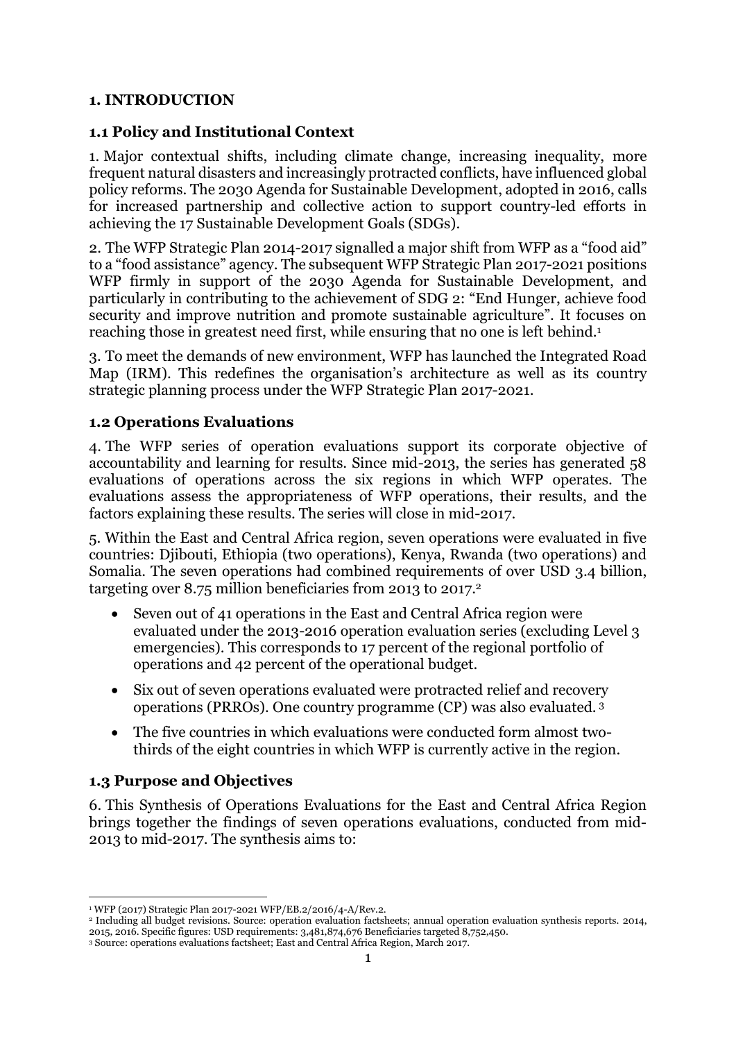## 1. INTRODUCTION

### 1.1 Policy and Institutional Context

1. Major contextual shifts, including climate change, increasing inequality, more frequent natural disasters and increasingly protracted conflicts, have influenced global policy reforms. The 2030 Agenda for Sustainable Development, adopted in 2016, calls for increased partnership and collective action to support country-led efforts in achieving the 17 Sustainable Development Goals (SDGs).

2. The WFP Strategic Plan 2014-2017 signalled a major shift from WFP as a "food aid" to a "food assistance" agency. The subsequent WFP Strategic Plan 2017-2021 positions WFP firmly in support of the 2030 Agenda for Sustainable Development, and particularly in contributing to the achievement of SDG 2: "End Hunger, achieve food security and improve nutrition and promote sustainable agriculture". It focuses on reaching those in greatest need first, while ensuring that no one is left behind.[1]

3. To meet the demands of new environment, WFP has launched the Integrated Road Map (IRM). This redefines the organisation's architecture as well as its country strategic planning process under the WFP Strategic Plan 2017-2021.

### 1.2 Operations Evaluations

4. The WFP series of operation evaluations support its corporate objective of accountability and learning for results. Since mid-2013, the series has generated 58 evaluations of operations across the six regions in which WFP operates. The evaluations assess the appropriateness of WFP operations, their results, and the factors explaining these results. The series will close in mid-2017.

5. Within the East and Central Africa region, seven operations were evaluated in five countries: Djibouti, Ethiopia (two operations), Kenya, Rwanda (two operations) and Somalia. The seven operations had combined requirements of over USD 3.4 billion, targeting over 8.75 million beneficiaries from 2013 to 2017.[2]

- Seven out of 41 operations in the East and Central Africa region were evaluated under the 2013-2016 operation evaluation series (excluding Level 3 emergencies). This corresponds to 17 percent of the regional portfolio of operations and 42 percent of the operational budget.
- Six out of seven operations evaluated were protracted relief and recovery operations (PRROs). One country programme (CP) was also evaluated.[3]
- The five countries in which evaluations were conducted form almost two-thirds of the eight countries in which WFP is currently active in the region.

### 1.3 Purpose and Objectives

6. This Synthesis of Operations Evaluations for the East and Central Africa Region brings together the findings of seven operations evaluations, conducted from mid-2013 to mid-2017. The synthesis aims to:

---

[1] WFP (2017) Strategic Plan 2017-2021 WFP/EB.2/2016/4-A/Rev.2.

[2] Including all budget revisions. Source: operation evaluation factsheets; annual operation evaluation synthesis reports. 2014, 2015, 2016. Specific figures: USD requirements: 3,481,874,676 Beneficiaries targeted 8,752,450.

[3] Source: operations evaluations factsheet; East and Central Africa Region, March 2017.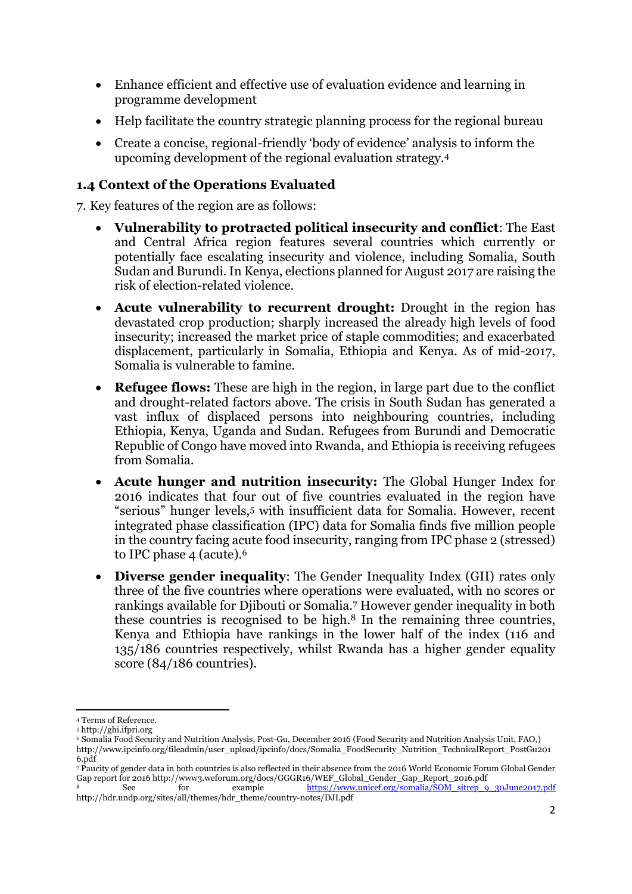- Enhance efficient and effective use of evaluation evidence and learning in programme development
- Help facilitate the country strategic planning process for the regional bureau
- Create a concise, regional-friendly 'body of evidence' analysis to inform the upcoming development of the regional evaluation strategy.[4]

### 1.4 Context of the Operations Evaluated

7. Key features of the region are as follows:

- **Vulnerability to protracted political insecurity and conflict**: The East and Central Africa region features several countries which currently or potentially face escalating insecurity and violence, including Somalia, South Sudan and Burundi. In Kenya, elections planned for August 2017 are raising the risk of election-related violence.
- **Acute vulnerability to recurrent drought:** Drought in the region has devastated crop production; sharply increased the already high levels of food insecurity; increased the market price of staple commodities; and exacerbated displacement, particularly in Somalia, Ethiopia and Kenya. As of mid-2017, Somalia is vulnerable to famine.
- **Refugee flows:** These are high in the region, in large part due to the conflict and drought-related factors above. The crisis in South Sudan has generated a vast influx of displaced persons into neighbouring countries, including Ethiopia, Kenya, Uganda and Sudan. Refugees from Burundi and Democratic Republic of Congo have moved into Rwanda, and Ethiopia is receiving refugees from Somalia.
- **Acute hunger and nutrition insecurity:** The Global Hunger Index for 2016 indicates that four out of five countries evaluated in the region have "serious" hunger levels,[5] with insufficient data for Somalia. However, recent integrated phase classification (IPC) data for Somalia finds five million people in the country facing acute food insecurity, ranging from IPC phase 2 (stressed) to IPC phase 4 (acute).[6]
- **Diverse gender inequality**: The Gender Inequality Index (GII) rates only three of the five countries where operations were evaluated, with no scores or rankings available for Djibouti or Somalia.[7] However gender inequality in both these countries is recognised to be high.[8] In the remaining three countries, Kenya and Ethiopia have rankings in the lower half of the index (116 and 135/186 countries respectively, whilst Rwanda has a higher gender equality score (84/186 countries).

---

[4] Terms of Reference.

[5] http://ghi.ifpri.org

[6] Somalia Food Security and Nutrition Analysis, Post-Gu, December 2016 (Food Security and Nutrition Analysis Unit, FAO,) http://www.ipcinfo.org/fileadmin/user_upload/ipcinfo/docs/Somalia_FoodSecurity_Nutrition_TechnicalReport_PostGu2016.pdf

[7] Paucity of gender data in both countries is also reflected in their absence from the 2016 World Economic Forum Global Gender Gap report for 2016 http://www3.weforum.org/docs/GGGR16/WEF_Global_Gender_Gap_Report_2016.pdf

[8] See for example https://www.unicef.org/somalia/SOM_sitrep_9_30June2017.pdf http://hdr.undp.org/sites/all/themes/hdr_theme/country-notes/DJI.pdf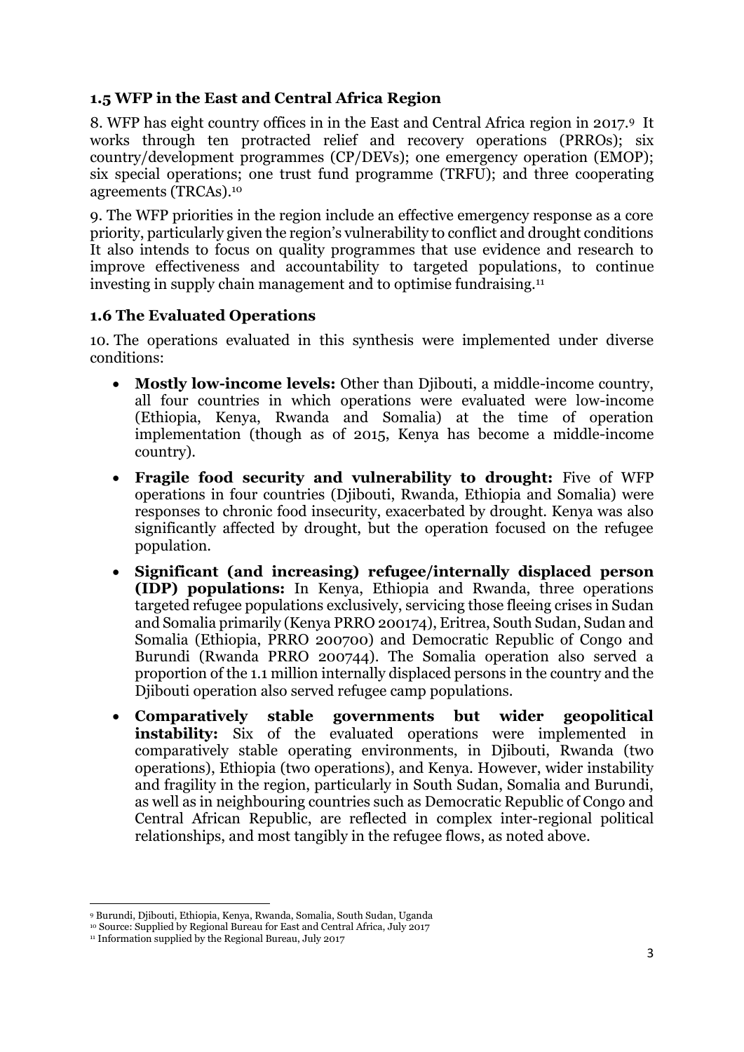### 1.5 WFP in the East and Central Africa Region

8. WFP has eight country offices in in the East and Central Africa region in 2017.[9] It works through ten protracted relief and recovery operations (PRROs); six country/development programmes (CP/DEVs); one emergency operation (EMOP); six special operations; one trust fund programme (TRFU); and three cooperating agreements (TRCAs).[10]

9. The WFP priorities in the region include an effective emergency response as a core priority, particularly given the region's vulnerability to conflict and drought conditions It also intends to focus on quality programmes that use evidence and research to improve effectiveness and accountability to targeted populations, to continue investing in supply chain management and to optimise fundraising.[11]

### 1.6 The Evaluated Operations

10. The operations evaluated in this synthesis were implemented under diverse conditions:

- **Mostly low-income levels:** Other than Djibouti, a middle-income country, all four countries in which operations were evaluated were low-income (Ethiopia, Kenya, Rwanda and Somalia) at the time of operation implementation (though as of 2015, Kenya has become a middle-income country).
- **Fragile food security and vulnerability to drought:** Five of WFP operations in four countries (Djibouti, Rwanda, Ethiopia and Somalia) were responses to chronic food insecurity, exacerbated by drought. Kenya was also significantly affected by drought, but the operation focused on the refugee population.
- **Significant (and increasing) refugee/internally displaced person (IDP) populations:** In Kenya, Ethiopia and Rwanda, three operations targeted refugee populations exclusively, servicing those fleeing crises in Sudan and Somalia primarily (Kenya PRRO 200174), Eritrea, South Sudan, Sudan and Somalia (Ethiopia, PRRO 200700) and Democratic Republic of Congo and Burundi (Rwanda PRRO 200744). The Somalia operation also served a proportion of the 1.1 million internally displaced persons in the country and the Djibouti operation also served refugee camp populations.
- **Comparatively stable governments but wider geopolitical instability:** Six of the evaluated operations were implemented in comparatively stable operating environments, in Djibouti, Rwanda (two operations), Ethiopia (two operations), and Kenya. However, wider instability and fragility in the region, particularly in South Sudan, Somalia and Burundi, as well as in neighbouring countries such as Democratic Republic of Congo and Central African Republic, are reflected in complex inter-regional political relationships, and most tangibly in the refugee flows, as noted above.

---

[9] Burundi, Djibouti, Ethiopia, Kenya, Rwanda, Somalia, South Sudan, Uganda

[10] Source: Supplied by Regional Bureau for East and Central Africa, July 2017

[11] Information supplied by the Regional Bureau, July 2017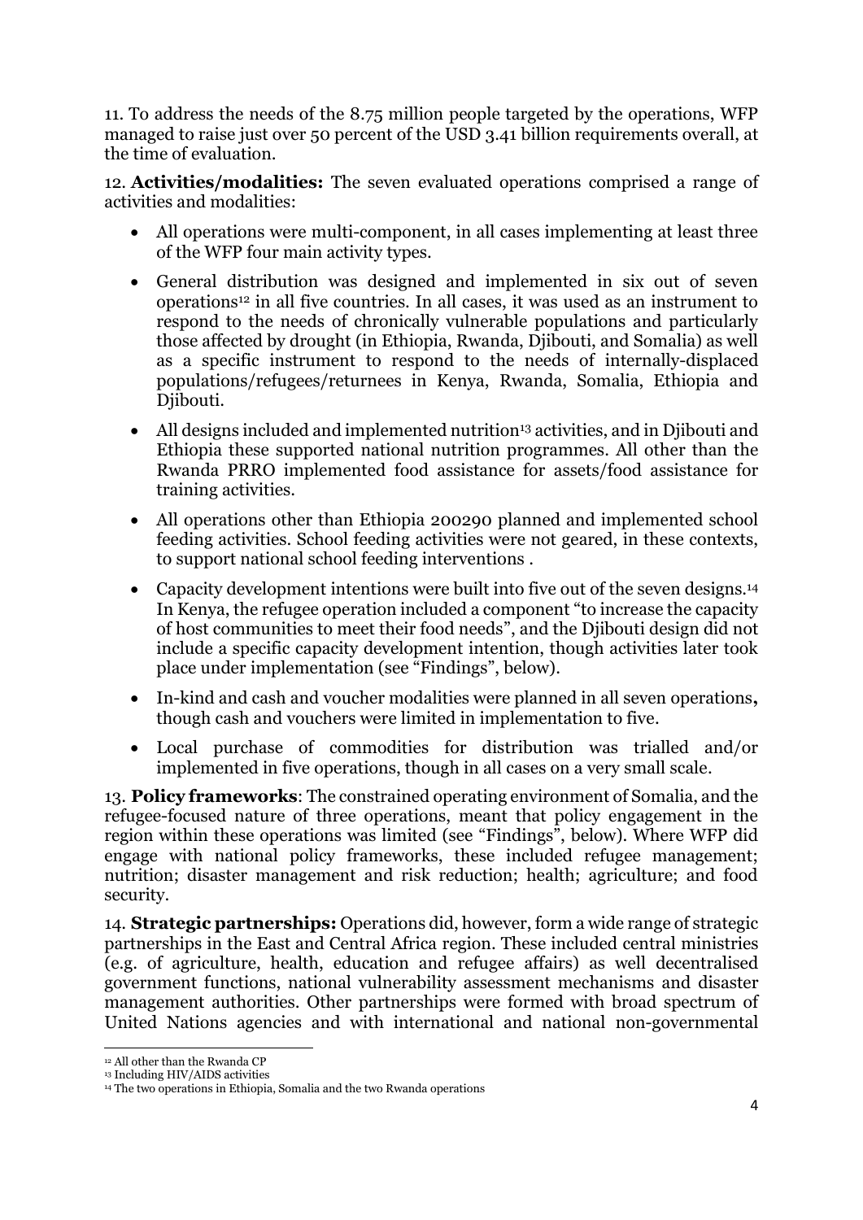11. To address the needs of the 8.75 million people targeted by the operations, WFP managed to raise just over 50 percent of the USD 3.41 billion requirements overall, at the time of evaluation.

12. **Activities/modalities:** The seven evaluated operations comprised a range of activities and modalities:

- All operations were multi-component, in all cases implementing at least three of the WFP four main activity types.
- General distribution was designed and implemented in six out of seven operations[12] in all five countries. In all cases, it was used as an instrument to respond to the needs of chronically vulnerable populations and particularly those affected by drought (in Ethiopia, Rwanda, Djibouti, and Somalia) as well as a specific instrument to respond to the needs of internally-displaced populations/refugees/returnees in Kenya, Rwanda, Somalia, Ethiopia and Djibouti.
- All designs included and implemented nutrition[13] activities, and in Djibouti and Ethiopia these supported national nutrition programmes. All other than the Rwanda PRRO implemented food assistance for assets/food assistance for training activities.
- All operations other than Ethiopia 200290 planned and implemented school feeding activities. School feeding activities were not geared, in these contexts, to support national school feeding interventions .
- Capacity development intentions were built into five out of the seven designs.[14] In Kenya, the refugee operation included a component "to increase the capacity of host communities to meet their food needs", and the Djibouti design did not include a specific capacity development intention, though activities later took place under implementation (see "Findings", below).
- In-kind and cash and voucher modalities were planned in all seven operations**,** though cash and vouchers were limited in implementation to five.
- Local purchase of commodities for distribution was trialled and/or implemented in five operations, though in all cases on a very small scale.

13. **Policy frameworks**: The constrained operating environment of Somalia, and the refugee-focused nature of three operations, meant that policy engagement in the region within these operations was limited (see "Findings", below). Where WFP did engage with national policy frameworks, these included refugee management; nutrition; disaster management and risk reduction; health; agriculture; and food security.

14. **Strategic partnerships:** Operations did, however, form a wide range of strategic partnerships in the East and Central Africa region. These included central ministries (e.g. of agriculture, health, education and refugee affairs) as well decentralised government functions, national vulnerability assessment mechanisms and disaster management authorities. Other partnerships were formed with broad spectrum of United Nations agencies and with international and national non-governmental

---

[12] All other than the Rwanda CP

[13] Including HIV/AIDS activities

[14] The two operations in Ethiopia, Somalia and the two Rwanda operations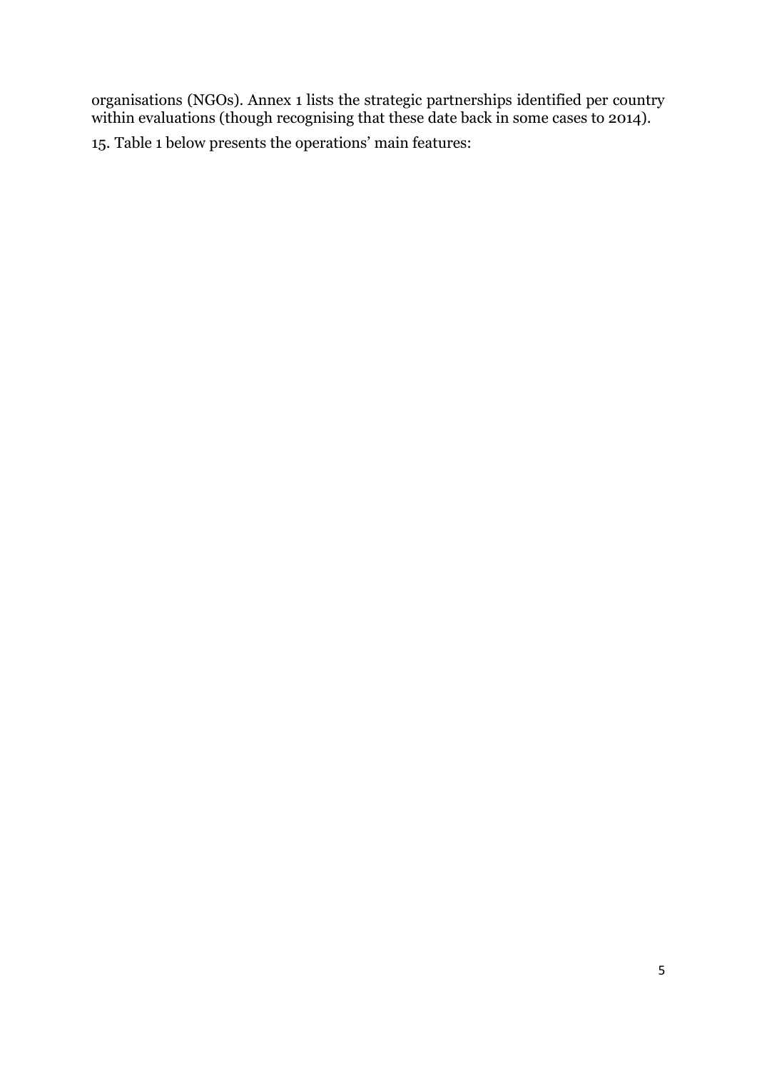organisations (NGOs). Annex 1 lists the strategic partnerships identified per country within evaluations (though recognising that these date back in some cases to 2014).

15. Table 1 below presents the operations' main features: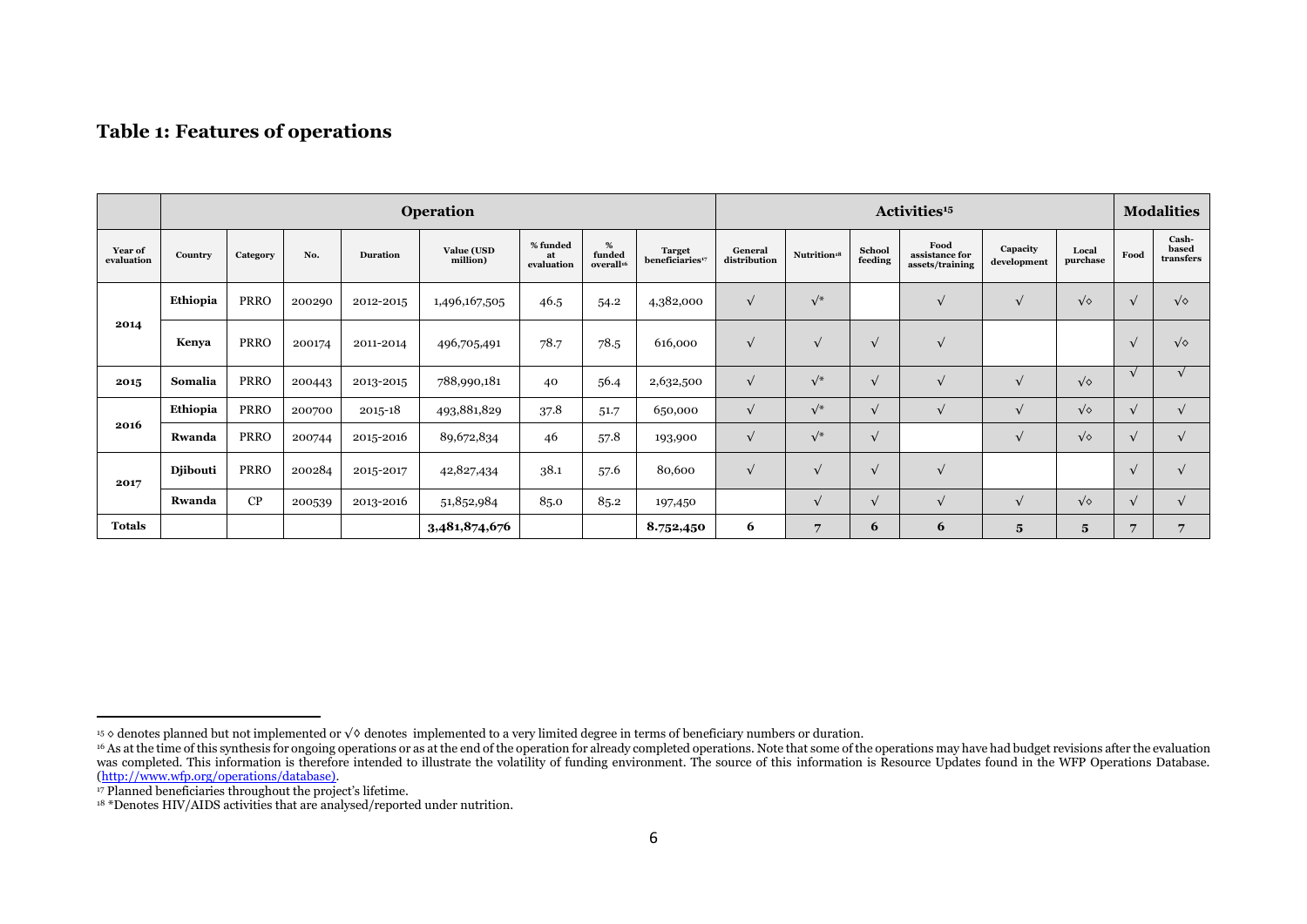## Table 1: Features of operations

| | Operation | | | | | | | | Activities[15] | | | | | | Modalities | |
|---|---|---|---|---|---|---|---|---|---|---|---|---|---|---|---|---|
| Year of evaluation | Country | Category | No. | Duration | Value (USD million) | % funded at evaluation | % funded overall[16] | Target beneficiaries[17] | General distribution | Nutrition[18] | School feeding | Food assistance for assets/training | Capacity development | Local purchase | Food | Cash-based transfers |
| 2014 | Ethiopia | PRRO | 200290 | 2012-2015 | 1,496,167,505 | 46.5 | 54.2 | 4,382,000 | √ | √* | | √ | √ | √◊ | √ | √◊ |
| | Kenya | PRRO | 200174 | 2011-2014 | 496,705,491 | 78.7 | 78.5 | 616,000 | √ | √ | √ | √ | | | √ | √◊ |
| 2015 | Somalia | PRRO | 200443 | 2013-2015 | 788,990,181 | 40 | 56.4 | 2,632,500 | √ | √* | √ | √ | √ | √◊ | √ | √ |
| 2016 | Ethiopia | PRRO | 200700 | 2015-18 | 493,881,829 | 37.8 | 51.7 | 650,000 | √ | √* | √ | √ | √ | √◊ | √ | √ |
| | Rwanda | PRRO | 200744 | 2015-2016 | 89,672,834 | 46 | 57.8 | 193,900 | √ | √* | √ | | √ | √◊ | √ | √ |
| 2017 | Djibouti | PRRO | 200284 | 2015-2017 | 42,827,434 | 38.1 | 57.6 | 80,600 | √ | √ | √ | √ | | | √ | √ |
| | Rwanda | CP | 200539 | 2013-2016 | 51,852,984 | 85.0 | 85.2 | 197,450 | | √ | √ | √ | √ | √◊ | √ | √ |
| **Totals** | | | | | **3,481,874,676** | | | **8.752,450** | **6** | **7** | **6** | **6** | **5** | **5** | **7** | **7** |

[15] ◊ denotes planned but not implemented or √◊ denotes implemented to a very limited degree in terms of beneficiary numbers or duration.

[16] As at the time of this synthesis for ongoing operations or as at the end of the operation for already completed operations. Note that some of the operations may have had budget revisions after the evaluation was completed. This information is therefore intended to illustrate the volatility of funding environment. The source of this information is Resource Updates found in the WFP Operations Database. (http://www.wfp.org/operations/database).

[17] Planned beneficiaries throughout the project's lifetime.

[18] *Denotes HIV/AIDS activities that are analysed/reported under nutrition.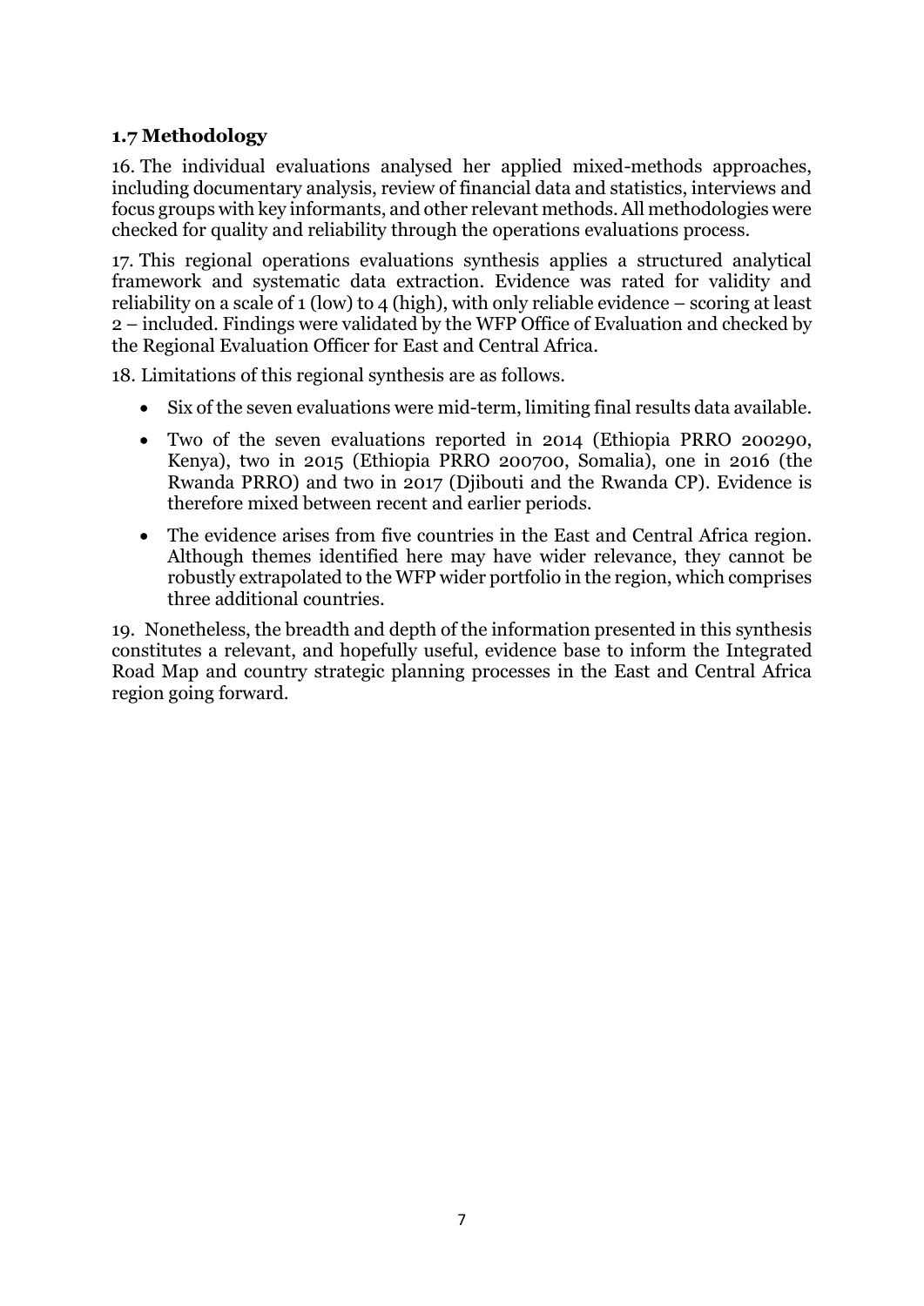## 1.7 Methodology

16. The individual evaluations analysed her applied mixed-methods approaches, including documentary analysis, review of financial data and statistics, interviews and focus groups with key informants, and other relevant methods. All methodologies were checked for quality and reliability through the operations evaluations process.

17. This regional operations evaluations synthesis applies a structured analytical framework and systematic data extraction. Evidence was rated for validity and reliability on a scale of 1 (low) to 4 (high), with only reliable evidence – scoring at least 2 – included. Findings were validated by the WFP Office of Evaluation and checked by the Regional Evaluation Officer for East and Central Africa.

18. Limitations of this regional synthesis are as follows.

- Six of the seven evaluations were mid-term, limiting final results data available.
- Two of the seven evaluations reported in 2014 (Ethiopia PRRO 200290, Kenya), two in 2015 (Ethiopia PRRO 200700, Somalia), one in 2016 (the Rwanda PRRO) and two in 2017 (Djibouti and the Rwanda CP). Evidence is therefore mixed between recent and earlier periods.
- The evidence arises from five countries in the East and Central Africa region. Although themes identified here may have wider relevance, they cannot be robustly extrapolated to the WFP wider portfolio in the region, which comprises three additional countries.

19. Nonetheless, the breadth and depth of the information presented in this synthesis constitutes a relevant, and hopefully useful, evidence base to inform the Integrated Road Map and country strategic planning processes in the East and Central Africa region going forward.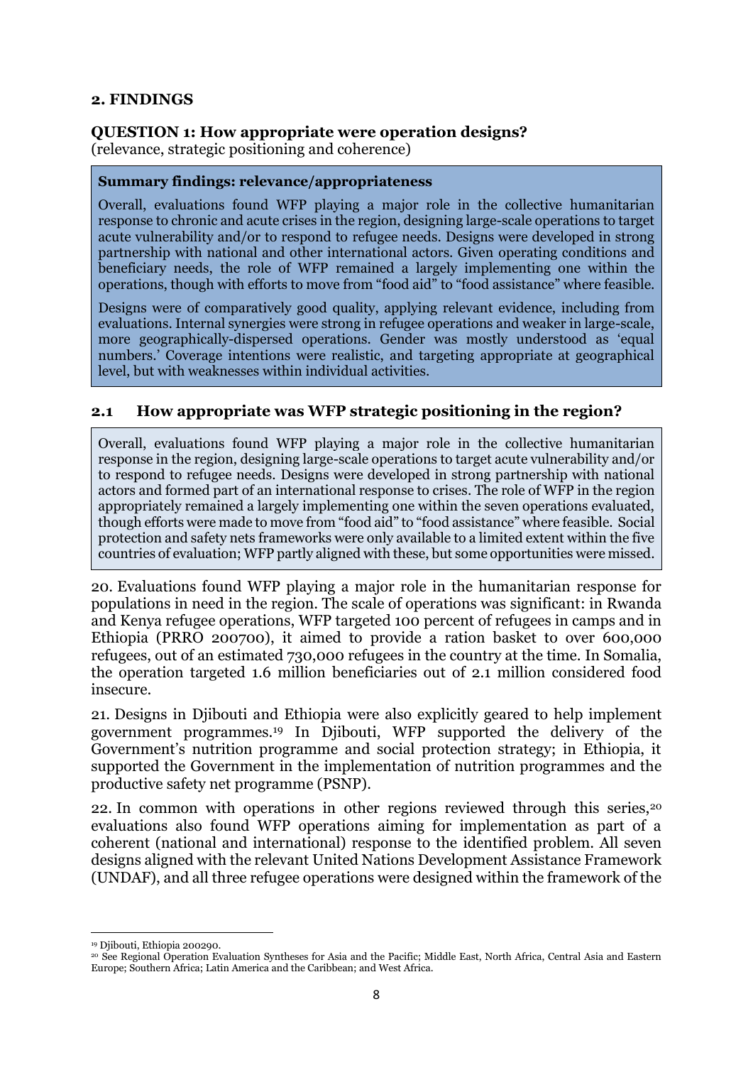## 2. FINDINGS

### QUESTION 1: How appropriate were operation designs?

(relevance, strategic positioning and coherence)

> **Summary findings: relevance/appropriateness**
>
> Overall, evaluations found WFP playing a major role in the collective humanitarian response to chronic and acute crises in the region, designing large-scale operations to target acute vulnerability and/or to respond to refugee needs. Designs were developed in strong partnership with national and other international actors. Given operating conditions and beneficiary needs, the role of WFP remained a largely implementing one within the operations, though with efforts to move from "food aid" to "food assistance" where feasible.
>
> Designs were of comparatively good quality, applying relevant evidence, including from evaluations. Internal synergies were strong in refugee operations and weaker in large-scale, more geographically-dispersed operations. Gender was mostly understood as 'equal numbers.' Coverage intentions were realistic, and targeting appropriate at geographical level, but with weaknesses within individual activities.

### 2.1 How appropriate was WFP strategic positioning in the region?

> Overall, evaluations found WFP playing a major role in the collective humanitarian response in the region, designing large-scale operations to target acute vulnerability and/or to respond to refugee needs. Designs were developed in strong partnership with national actors and formed part of an international response to crises. The role of WFP in the region appropriately remained a largely implementing one within the seven operations evaluated, though efforts were made to move from "food aid" to "food assistance" where feasible. Social protection and safety nets frameworks were only available to a limited extent within the five countries of evaluation; WFP partly aligned with these, but some opportunities were missed.

20. Evaluations found WFP playing a major role in the humanitarian response for populations in need in the region. The scale of operations was significant: in Rwanda and Kenya refugee operations, WFP targeted 100 percent of refugees in camps and in Ethiopia (PRRO 200700), it aimed to provide a ration basket to over 600,000 refugees, out of an estimated 730,000 refugees in the country at the time. In Somalia, the operation targeted 1.6 million beneficiaries out of 2.1 million considered food insecure.

21. Designs in Djibouti and Ethiopia were also explicitly geared to help implement government programmes.[19] In Djibouti, WFP supported the delivery of the Government's nutrition programme and social protection strategy; in Ethiopia, it supported the Government in the implementation of nutrition programmes and the productive safety net programme (PSNP).

22. In common with operations in other regions reviewed through this series,[20] evaluations also found WFP operations aiming for implementation as part of a coherent (national and international) response to the identified problem. All seven designs aligned with the relevant United Nations Development Assistance Framework (UNDAF), and all three refugee operations were designed within the framework of the

---

[19] Djibouti, Ethiopia 200290.

[20] See Regional Operation Evaluation Syntheses for Asia and the Pacific; Middle East, North Africa, Central Asia and Eastern Europe; Southern Africa; Latin America and the Caribbean; and West Africa.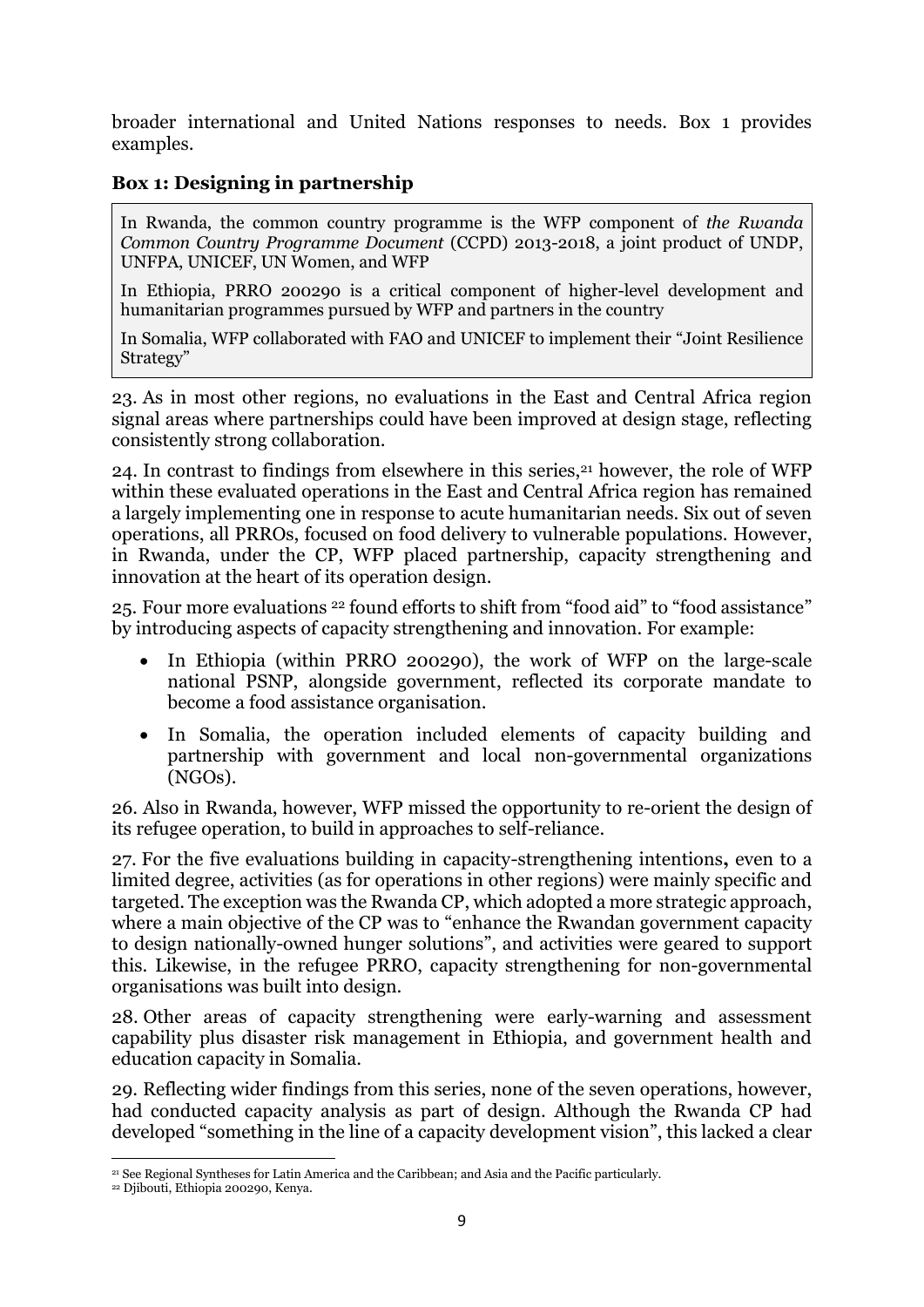broader international and United Nations responses to needs. Box 1 provides examples.

**Box 1: Designing in partnership**

In Rwanda, the common country programme is the WFP component of *the Rwanda Common Country Programme Document* (CCPD) 2013-2018, a joint product of UNDP, UNFPA, UNICEF, UN Women, and WFP

In Ethiopia, PRRO 200290 is a critical component of higher-level development and humanitarian programmes pursued by WFP and partners in the country

In Somalia, WFP collaborated with FAO and UNICEF to implement their "Joint Resilience Strategy"

23. As in most other regions, no evaluations in the East and Central Africa region signal areas where partnerships could have been improved at design stage, reflecting consistently strong collaboration.

24. In contrast to findings from elsewhere in this series,[21] however, the role of WFP within these evaluated operations in the East and Central Africa region has remained a largely implementing one in response to acute humanitarian needs. Six out of seven operations, all PRROs, focused on food delivery to vulnerable populations. However, in Rwanda, under the CP, WFP placed partnership, capacity strengthening and innovation at the heart of its operation design.

25. Four more evaluations [22] found efforts to shift from "food aid" to "food assistance" by introducing aspects of capacity strengthening and innovation. For example:

- In Ethiopia (within PRRO 200290), the work of WFP on the large-scale national PSNP, alongside government, reflected its corporate mandate to become a food assistance organisation.
- In Somalia, the operation included elements of capacity building and partnership with government and local non-governmental organizations (NGOs).

26. Also in Rwanda, however, WFP missed the opportunity to re-orient the design of its refugee operation, to build in approaches to self-reliance.

27. For the five evaluations building in capacity-strengthening intentions**,** even to a limited degree, activities (as for operations in other regions) were mainly specific and targeted. The exception was the Rwanda CP, which adopted a more strategic approach, where a main objective of the CP was to "enhance the Rwandan government capacity to design nationally-owned hunger solutions", and activities were geared to support this. Likewise, in the refugee PRRO, capacity strengthening for non-governmental organisations was built into design.

28. Other areas of capacity strengthening were early-warning and assessment capability plus disaster risk management in Ethiopia, and government health and education capacity in Somalia.

29. Reflecting wider findings from this series, none of the seven operations, however, had conducted capacity analysis as part of design. Although the Rwanda CP had developed "something in the line of a capacity development vision", this lacked a clear

[21] See Regional Syntheses for Latin America and the Caribbean; and Asia and the Pacific particularly.

[22] Djibouti, Ethiopia 200290, Kenya.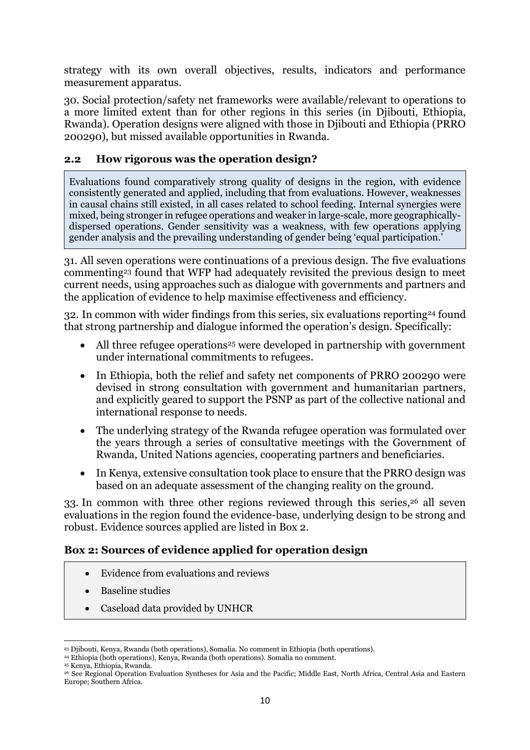strategy with its own overall objectives, results, indicators and performance measurement apparatus.

30. Social protection/safety net frameworks were available/relevant to operations to a more limited extent than for other regions in this series (in Djibouti, Ethiopia, Rwanda). Operation designs were aligned with those in Djibouti and Ethiopia (PRRO 200290), but missed available opportunities in Rwanda.

### 2.2 How rigorous was the operation design?

> Evaluations found comparatively strong quality of designs in the region, with evidence consistently generated and applied, including that from evaluations. However, weaknesses in causal chains still existed, in all cases related to school feeding. Internal synergies were mixed, being stronger in refugee operations and weaker in large-scale, more geographically-dispersed operations. Gender sensitivity was a weakness, with few operations applying gender analysis and the prevailing understanding of gender being 'equal participation.'

31. All seven operations were continuations of a previous design. The five evaluations commenting[23] found that WFP had adequately revisited the previous design to meet current needs, using approaches such as dialogue with governments and partners and the application of evidence to help maximise effectiveness and efficiency.

32. In common with wider findings from this series, six evaluations reporting[24] found that strong partnership and dialogue informed the operation's design. Specifically:

- All three refugee operations[25] were developed in partnership with government under international commitments to refugees.
- In Ethiopia, both the relief and safety net components of PRRO 200290 were devised in strong consultation with government and humanitarian partners, and explicitly geared to support the PSNP as part of the collective national and international response to needs.
- The underlying strategy of the Rwanda refugee operation was formulated over the years through a series of consultative meetings with the Government of Rwanda, United Nations agencies, cooperating partners and beneficiaries.
- In Kenya, extensive consultation took place to ensure that the PRRO design was based on an adequate assessment of the changing reality on the ground.

33. In common with three other regions reviewed through this series,[26] all seven evaluations in the region found the evidence-base, underlying design to be strong and robust. Evidence sources applied are listed in Box 2.

**Box 2: Sources of evidence applied for operation design**

- Evidence from evaluations and reviews
- Baseline studies
- Caseload data provided by UNHCR

---

[23] Djibouti, Kenya, Rwanda (both operations), Somalia. No comment in Ethiopia (both operations).

[24] Ethiopia (both operations), Kenya, Rwanda (both operations). Somalia no comment.

[25] Kenya, Ethiopia, Rwanda.

[26] See Regional Operation Evaluation Syntheses for Asia and the Pacific; Middle East, North Africa, Central Asia and Eastern Europe; Southern Africa.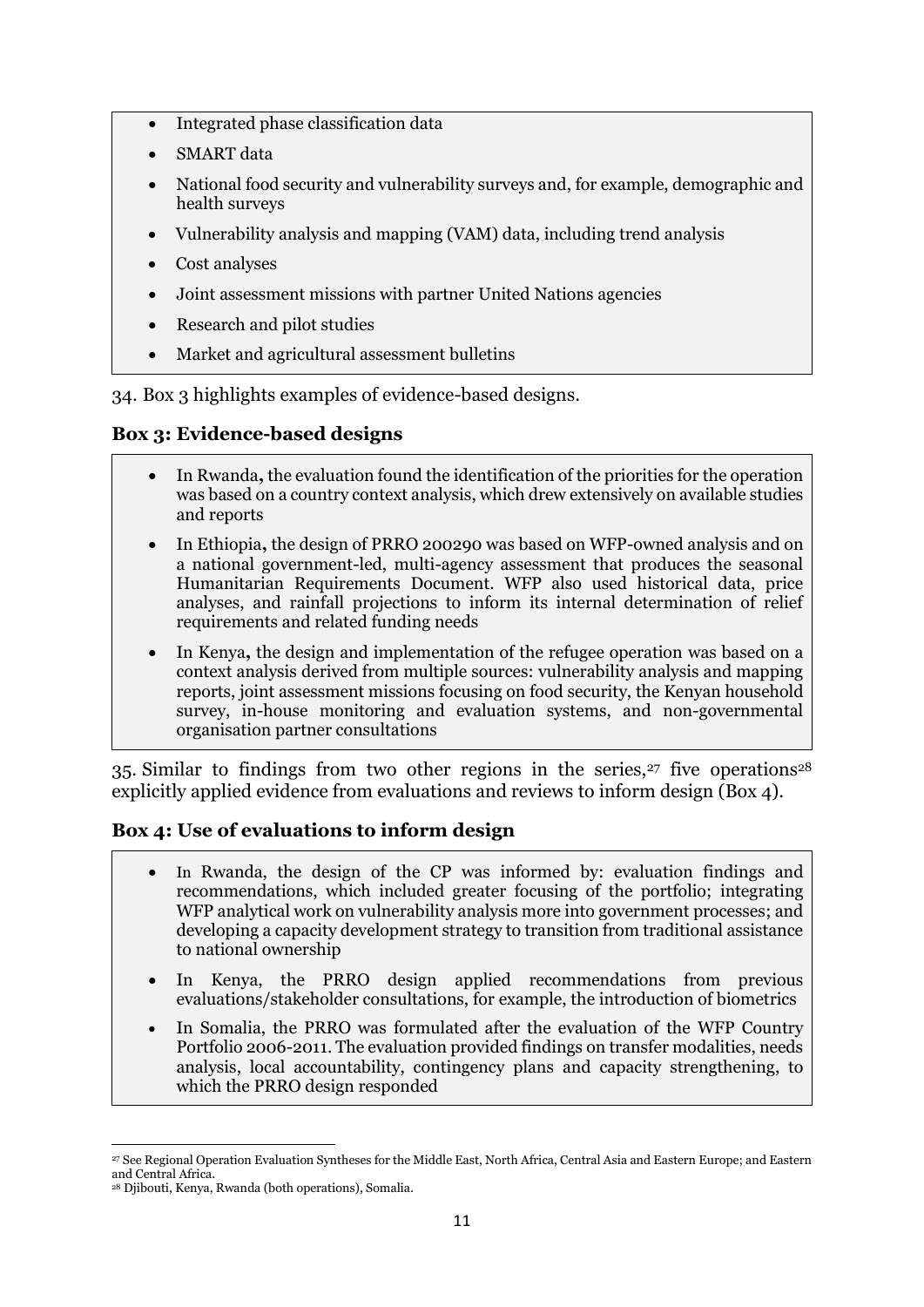- Integrated phase classification data
- SMART data
- National food security and vulnerability surveys and, for example, demographic and health surveys
- Vulnerability analysis and mapping (VAM) data, including trend analysis
- Cost analyses
- Joint assessment missions with partner United Nations agencies
- Research and pilot studies
- Market and agricultural assessment bulletins

34. Box 3 highlights examples of evidence-based designs.

**Box 3: Evidence-based designs**

- In Rwanda**,** the evaluation found the identification of the priorities for the operation was based on a country context analysis, which drew extensively on available studies and reports
- In Ethiopia**,** the design of PRRO 200290 was based on WFP-owned analysis and on a national government-led, multi-agency assessment that produces the seasonal Humanitarian Requirements Document. WFP also used historical data, price analyses, and rainfall projections to inform its internal determination of relief requirements and related funding needs
- In Kenya**,** the design and implementation of the refugee operation was based on a context analysis derived from multiple sources: vulnerability analysis and mapping reports, joint assessment missions focusing on food security, the Kenyan household survey, in-house monitoring and evaluation systems, and non-governmental organisation partner consultations

35. Similar to findings from two other regions in the series,[27] five operations[28] explicitly applied evidence from evaluations and reviews to inform design (Box 4).

**Box 4: Use of evaluations to inform design**

- In Rwanda, the design of the CP was informed by: evaluation findings and recommendations, which included greater focusing of the portfolio; integrating WFP analytical work on vulnerability analysis more into government processes; and developing a capacity development strategy to transition from traditional assistance to national ownership
- In Kenya, the PRRO design applied recommendations from previous evaluations/stakeholder consultations, for example, the introduction of biometrics
- In Somalia, the PRRO was formulated after the evaluation of the WFP Country Portfolio 2006-2011. The evaluation provided findings on transfer modalities, needs analysis, local accountability, contingency plans and capacity strengthening, to which the PRRO design responded

[27] See Regional Operation Evaluation Syntheses for the Middle East, North Africa, Central Asia and Eastern Europe; and Eastern and Central Africa.

[28] Djibouti, Kenya, Rwanda (both operations), Somalia.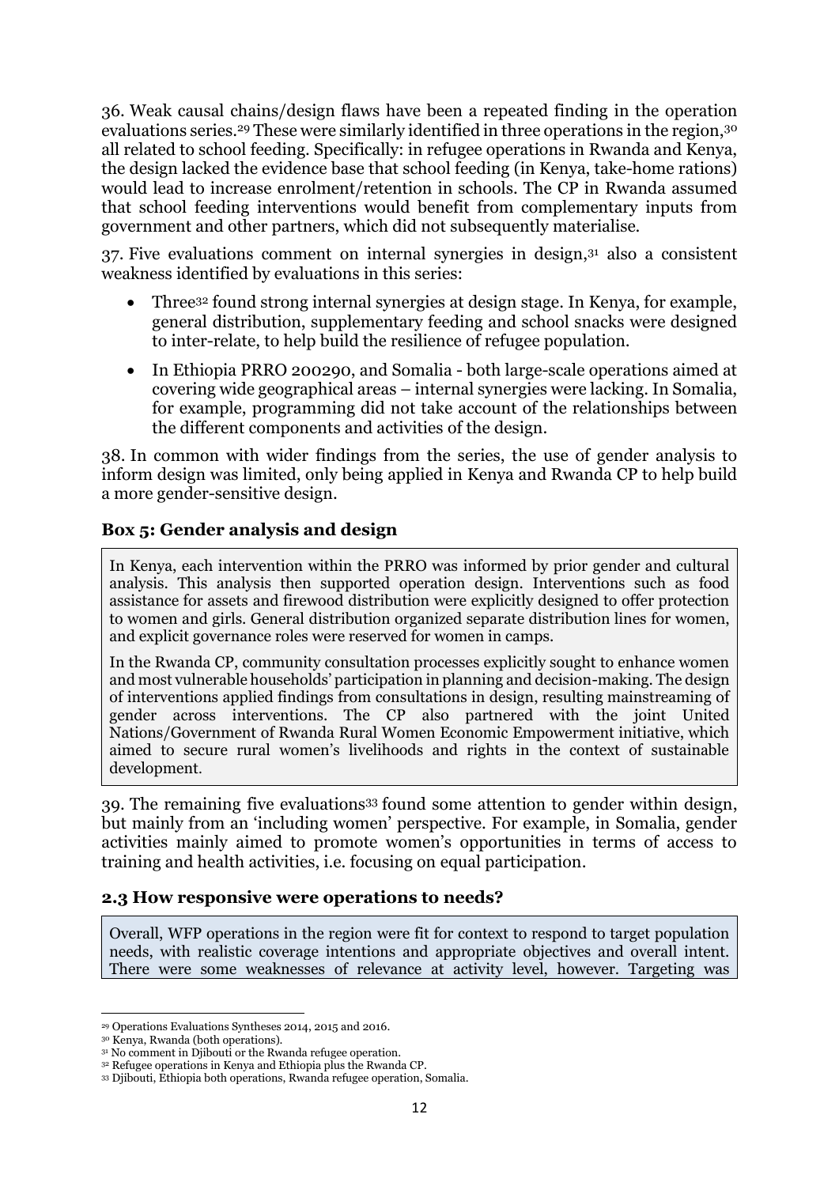36. Weak causal chains/design flaws have been a repeated finding in the operation evaluations series.[29] These were similarly identified in three operations in the region,[30] all related to school feeding. Specifically: in refugee operations in Rwanda and Kenya, the design lacked the evidence base that school feeding (in Kenya, take-home rations) would lead to increase enrolment/retention in schools. The CP in Rwanda assumed that school feeding interventions would benefit from complementary inputs from government and other partners, which did not subsequently materialise.

37. Five evaluations comment on internal synergies in design,[31] also a consistent weakness identified by evaluations in this series:

- Three[32] found strong internal synergies at design stage. In Kenya, for example, general distribution, supplementary feeding and school snacks were designed to inter-relate, to help build the resilience of refugee population.
- In Ethiopia PRRO 200290, and Somalia - both large-scale operations aimed at covering wide geographical areas – internal synergies were lacking. In Somalia, for example, programming did not take account of the relationships between the different components and activities of the design.

38. In common with wider findings from the series, the use of gender analysis to inform design was limited, only being applied in Kenya and Rwanda CP to help build a more gender-sensitive design.

**Box 5: Gender analysis and design**

> In Kenya, each intervention within the PRRO was informed by prior gender and cultural analysis. This analysis then supported operation design. Interventions such as food assistance for assets and firewood distribution were explicitly designed to offer protection to women and girls. General distribution organized separate distribution lines for women, and explicit governance roles were reserved for women in camps.
>
> In the Rwanda CP, community consultation processes explicitly sought to enhance women and most vulnerable households' participation in planning and decision-making. The design of interventions applied findings from consultations in design, resulting mainstreaming of gender across interventions. The CP also partnered with the joint United Nations/Government of Rwanda Rural Women Economic Empowerment initiative, which aimed to secure rural women's livelihoods and rights in the context of sustainable development.

39. The remaining five evaluations[33] found some attention to gender within design, but mainly from an 'including women' perspective. For example, in Somalia, gender activities mainly aimed to promote women's opportunities in terms of access to training and health activities, i.e. focusing on equal participation.

### 2.3 How responsive were operations to needs?

> Overall, WFP operations in the region were fit for context to respond to target population needs, with realistic coverage intentions and appropriate objectives and overall intent. There were some weaknesses of relevance at activity level, however. Targeting was

---

[29] Operations Evaluations Syntheses 2014, 2015 and 2016.

[30] Kenya, Rwanda (both operations).

[31] No comment in Djibouti or the Rwanda refugee operation.

[32] Refugee operations in Kenya and Ethiopia plus the Rwanda CP.

[33] Djibouti, Ethiopia both operations, Rwanda refugee operation, Somalia.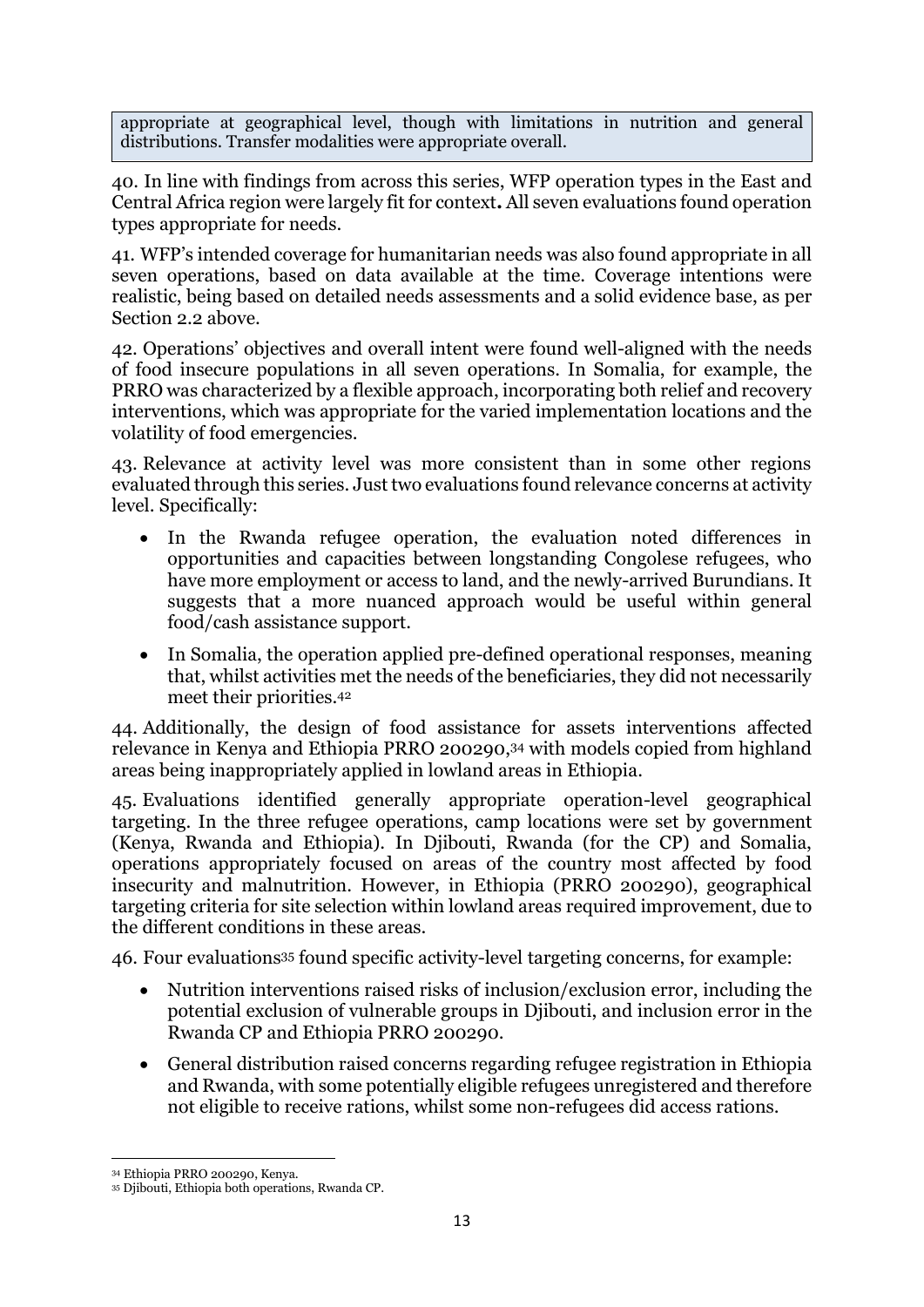appropriate at geographical level, though with limitations in nutrition and general distributions. Transfer modalities were appropriate overall.

40. In line with findings from across this series, WFP operation types in the East and Central Africa region were largely fit for context**.** All seven evaluations found operation types appropriate for needs.

41. WFP's intended coverage for humanitarian needs was also found appropriate in all seven operations, based on data available at the time. Coverage intentions were realistic, being based on detailed needs assessments and a solid evidence base, as per Section 2.2 above.

42. Operations' objectives and overall intent were found well-aligned with the needs of food insecure populations in all seven operations. In Somalia, for example, the PRRO was characterized by a flexible approach, incorporating both relief and recovery interventions, which was appropriate for the varied implementation locations and the volatility of food emergencies.

43. Relevance at activity level was more consistent than in some other regions evaluated through this series. Just two evaluations found relevance concerns at activity level. Specifically:

- In the Rwanda refugee operation, the evaluation noted differences in opportunities and capacities between longstanding Congolese refugees, who have more employment or access to land, and the newly-arrived Burundians. It suggests that a more nuanced approach would be useful within general food/cash assistance support.
- In Somalia, the operation applied pre-defined operational responses, meaning that, whilst activities met the needs of the beneficiaries, they did not necessarily meet their priorities.[42]

44. Additionally, the design of food assistance for assets interventions affected relevance in Kenya and Ethiopia PRRO 200290,[34] with models copied from highland areas being inappropriately applied in lowland areas in Ethiopia.

45. Evaluations identified generally appropriate operation-level geographical targeting. In the three refugee operations, camp locations were set by government (Kenya, Rwanda and Ethiopia). In Djibouti, Rwanda (for the CP) and Somalia, operations appropriately focused on areas of the country most affected by food insecurity and malnutrition. However, in Ethiopia (PRRO 200290), geographical targeting criteria for site selection within lowland areas required improvement, due to the different conditions in these areas.

46. Four evaluations[35] found specific activity-level targeting concerns, for example:

- Nutrition interventions raised risks of inclusion/exclusion error, including the potential exclusion of vulnerable groups in Djibouti, and inclusion error in the Rwanda CP and Ethiopia PRRO 200290.
- General distribution raised concerns regarding refugee registration in Ethiopia and Rwanda, with some potentially eligible refugees unregistered and therefore not eligible to receive rations, whilst some non-refugees did access rations.

---

[34] Ethiopia PRRO 200290, Kenya.

[35] Djibouti, Ethiopia both operations, Rwanda CP.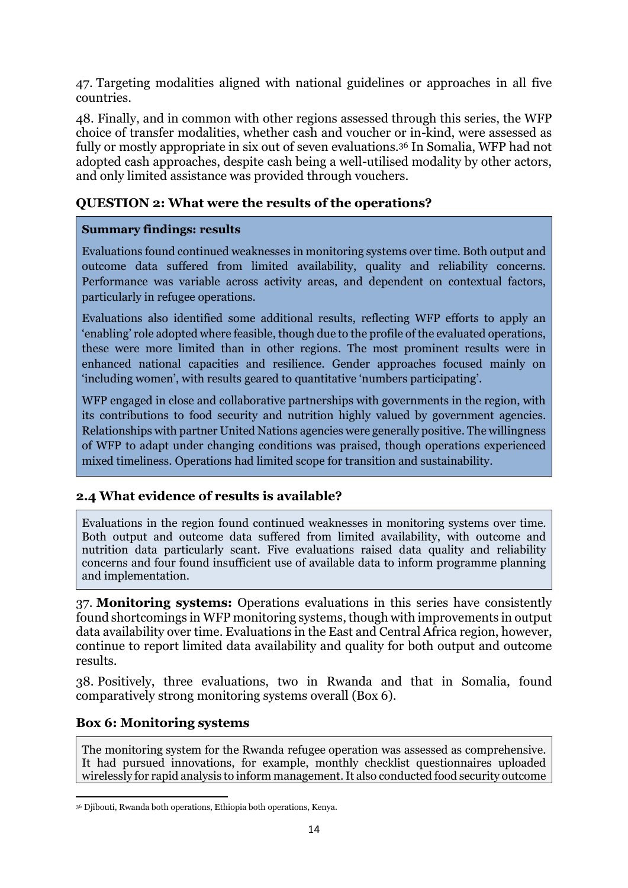47. Targeting modalities aligned with national guidelines or approaches in all five countries.

48. Finally, and in common with other regions assessed through this series, the WFP choice of transfer modalities, whether cash and voucher or in-kind, were assessed as fully or mostly appropriate in six out of seven evaluations.[36] In Somalia, WFP had not adopted cash approaches, despite cash being a well-utilised modality by other actors, and only limited assistance was provided through vouchers.

### QUESTION 2: What were the results of the operations?

**Summary findings: results**

Evaluations found continued weaknesses in monitoring systems over time. Both output and outcome data suffered from limited availability, quality and reliability concerns. Performance was variable across activity areas, and dependent on contextual factors, particularly in refugee operations.

Evaluations also identified some additional results, reflecting WFP efforts to apply an 'enabling' role adopted where feasible, though due to the profile of the evaluated operations, these were more limited than in other regions. The most prominent results were in enhanced national capacities and resilience. Gender approaches focused mainly on 'including women', with results geared to quantitative 'numbers participating'.

WFP engaged in close and collaborative partnerships with governments in the region, with its contributions to food security and nutrition highly valued by government agencies. Relationships with partner United Nations agencies were generally positive. The willingness of WFP to adapt under changing conditions was praised, though operations experienced mixed timeliness. Operations had limited scope for transition and sustainability.

### 2.4 What evidence of results is available?

Evaluations in the region found continued weaknesses in monitoring systems over time. Both output and outcome data suffered from limited availability, with outcome and nutrition data particularly scant. Five evaluations raised data quality and reliability concerns and four found insufficient use of available data to inform programme planning and implementation.

37. **Monitoring systems:** Operations evaluations in this series have consistently found shortcomings in WFP monitoring systems, though with improvements in output data availability over time. Evaluations in the East and Central Africa region, however, continue to report limited data availability and quality for both output and outcome results.

38. Positively, three evaluations, two in Rwanda and that in Somalia, found comparatively strong monitoring systems overall (Box 6).

**Box 6: Monitoring systems**

The monitoring system for the Rwanda refugee operation was assessed as comprehensive. It had pursued innovations, for example, monthly checklist questionnaires uploaded wirelessly for rapid analysis to inform management. It also conducted food security outcome

[36] Djibouti, Rwanda both operations, Ethiopia both operations, Kenya.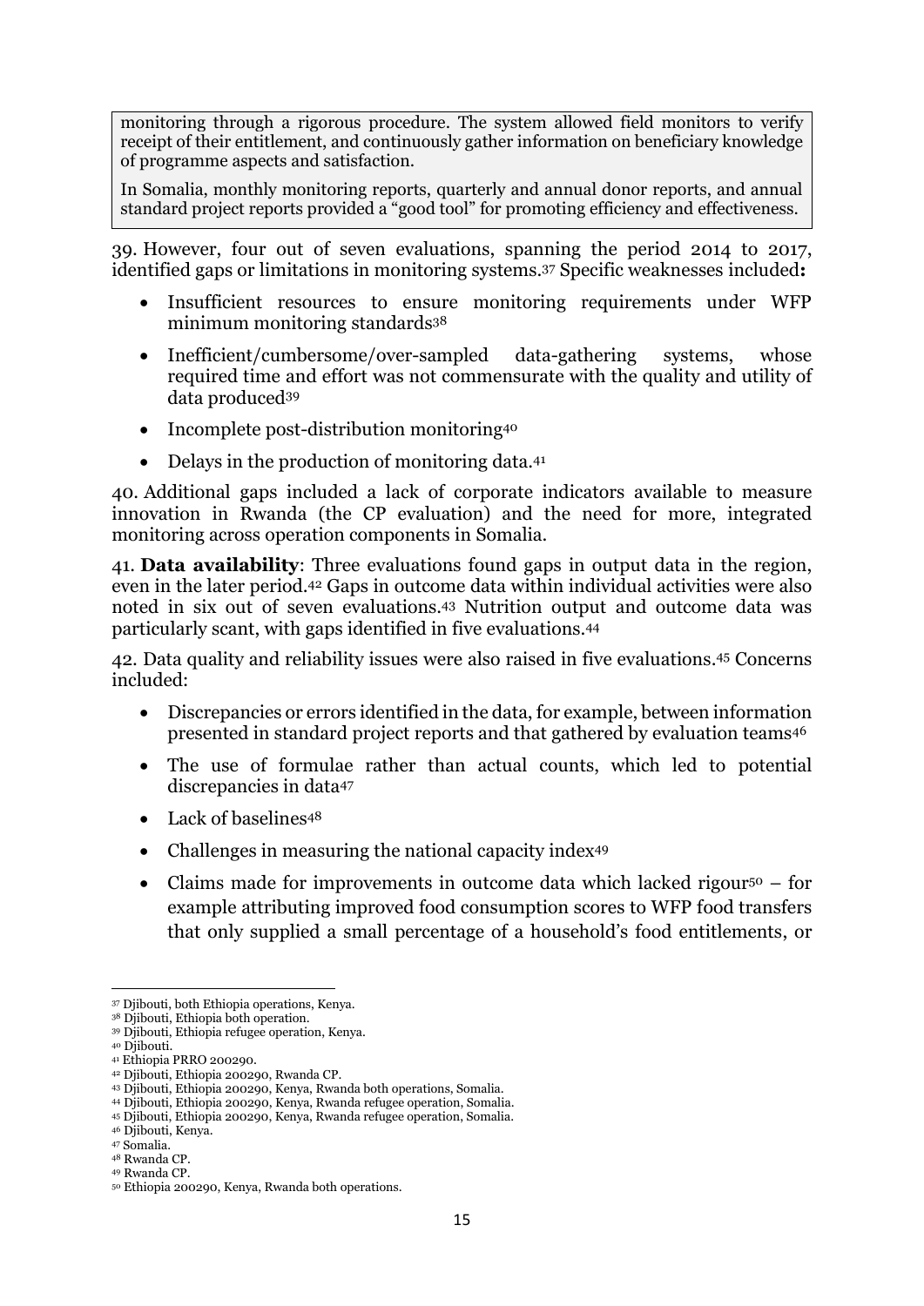monitoring through a rigorous procedure. The system allowed field monitors to verify receipt of their entitlement, and continuously gather information on beneficiary knowledge of programme aspects and satisfaction.

In Somalia, monthly monitoring reports, quarterly and annual donor reports, and annual standard project reports provided a "good tool" for promoting efficiency and effectiveness.

39. However, four out of seven evaluations, spanning the period 2014 to 2017, identified gaps or limitations in monitoring systems.[37] Specific weaknesses included**:**

- Insufficient resources to ensure monitoring requirements under WFP minimum monitoring standards[38]
- Inefficient/cumbersome/over-sampled data-gathering systems, whose required time and effort was not commensurate with the quality and utility of data produced[39]
- Incomplete post-distribution monitoring[40]
- Delays in the production of monitoring data.[41]

40. Additional gaps included a lack of corporate indicators available to measure innovation in Rwanda (the CP evaluation) and the need for more, integrated monitoring across operation components in Somalia.

41. **Data availability**: Three evaluations found gaps in output data in the region, even in the later period.[42] Gaps in outcome data within individual activities were also noted in six out of seven evaluations.[43] Nutrition output and outcome data was particularly scant, with gaps identified in five evaluations.[44]

42. Data quality and reliability issues were also raised in five evaluations.[45] Concerns included:

- Discrepancies or errors identified in the data, for example, between information presented in standard project reports and that gathered by evaluation teams[46]
- The use of formulae rather than actual counts, which led to potential discrepancies in data[47]
- Lack of baselines[48]
- Challenges in measuring the national capacity index[49]
- Claims made for improvements in outcome data which lacked rigour[50] – for example attributing improved food consumption scores to WFP food transfers that only supplied a small percentage of a household's food entitlements, or

---

[37] Djibouti, both Ethiopia operations, Kenya.
[38] Djibouti, Ethiopia both operation.
[39] Djibouti, Ethiopia refugee operation, Kenya.
[40] Djibouti.
[41] Ethiopia PRRO 200290.
[42] Djibouti, Ethiopia 200290, Rwanda CP.
[43] Djibouti, Ethiopia 200290, Kenya, Rwanda both operations, Somalia.
[44] Djibouti, Ethiopia 200290, Kenya, Rwanda refugee operation, Somalia.
[45] Djibouti, Ethiopia 200290, Kenya, Rwanda refugee operation, Somalia.
[46] Djibouti, Kenya.
[47] Somalia.
[48] Rwanda CP.
[49] Rwanda CP.
[50] Ethiopia 200290, Kenya, Rwanda both operations.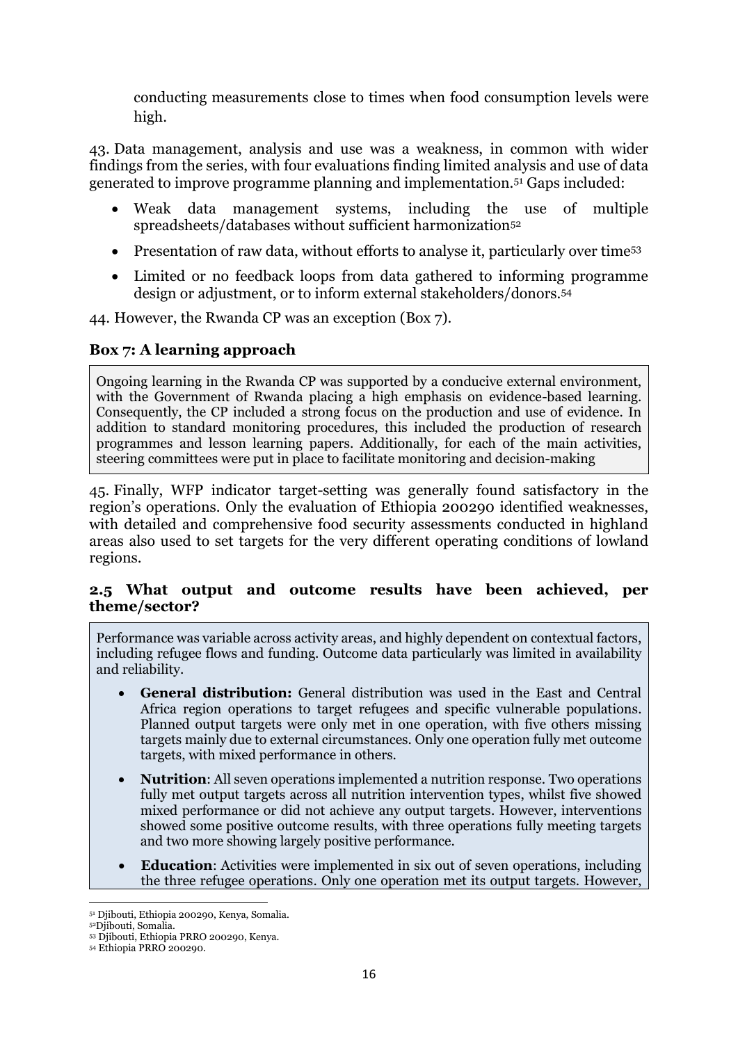conducting measurements close to times when food consumption levels were high.

43. Data management, analysis and use was a weakness, in common with wider findings from the series, with four evaluations finding limited analysis and use of data generated to improve programme planning and implementation.[51] Gaps included:

- Weak data management systems, including the use of multiple spreadsheets/databases without sufficient harmonization[52]
- Presentation of raw data, without efforts to analyse it, particularly over time[53]
- Limited or no feedback loops from data gathered to informing programme design or adjustment, or to inform external stakeholders/donors.[54]

44. However, the Rwanda CP was an exception (Box 7).

**Box 7: A learning approach**

Ongoing learning in the Rwanda CP was supported by a conducive external environment, with the Government of Rwanda placing a high emphasis on evidence-based learning. Consequently, the CP included a strong focus on the production and use of evidence. In addition to standard monitoring procedures, this included the production of research programmes and lesson learning papers. Additionally, for each of the main activities, steering committees were put in place to facilitate monitoring and decision-making

45. Finally, WFP indicator target-setting was generally found satisfactory in the region's operations. Only the evaluation of Ethiopia 200290 identified weaknesses, with detailed and comprehensive food security assessments conducted in highland areas also used to set targets for the very different operating conditions of lowland regions.

### 2.5 What output and outcome results have been achieved, per theme/sector?

Performance was variable across activity areas, and highly dependent on contextual factors, including refugee flows and funding. Outcome data particularly was limited in availability and reliability.

- **General distribution:** General distribution was used in the East and Central Africa region operations to target refugees and specific vulnerable populations. Planned output targets were only met in one operation, with five others missing targets mainly due to external circumstances. Only one operation fully met outcome targets, with mixed performance in others.
- **Nutrition**: All seven operations implemented a nutrition response. Two operations fully met output targets across all nutrition intervention types, whilst five showed mixed performance or did not achieve any output targets. However, interventions showed some positive outcome results, with three operations fully meeting targets and two more showing largely positive performance.
- **Education**: Activities were implemented in six out of seven operations, including the three refugee operations. Only one operation met its output targets. However,

[51] Djibouti, Ethiopia 200290, Kenya, Somalia.
[52] Djibouti, Somalia.
[53] Djibouti, Ethiopia PRRO 200290, Kenya.
[54] Ethiopia PRRO 200290.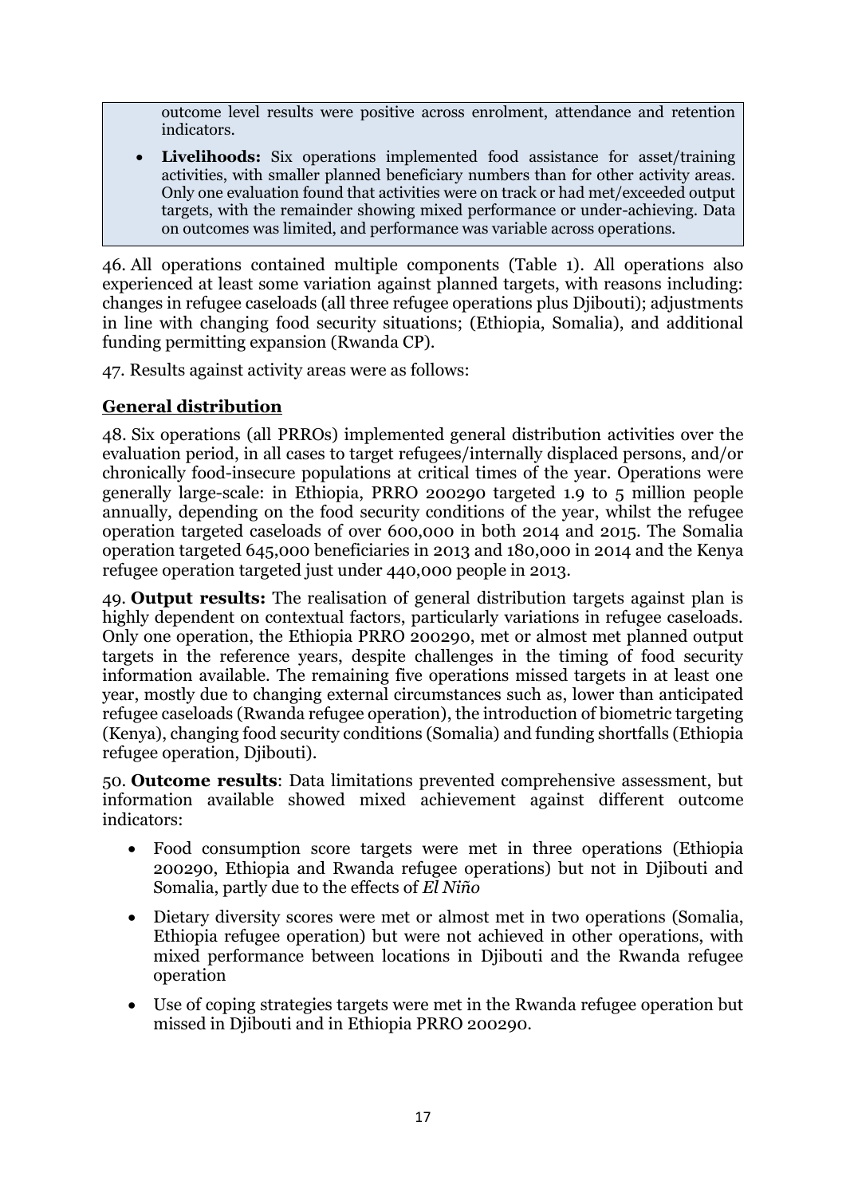outcome level results were positive across enrolment, attendance and retention indicators.

- **Livelihoods:** Six operations implemented food assistance for asset/training activities, with smaller planned beneficiary numbers than for other activity areas. Only one evaluation found that activities were on track or had met/exceeded output targets, with the remainder showing mixed performance or under-achieving. Data on outcomes was limited, and performance was variable across operations.

46. All operations contained multiple components (Table 1). All operations also experienced at least some variation against planned targets, with reasons including: changes in refugee caseloads (all three refugee operations plus Djibouti); adjustments in line with changing food security situations; (Ethiopia, Somalia), and additional funding permitting expansion (Rwanda CP).

47. Results against activity areas were as follows:

## General distribution

48. Six operations (all PRROs) implemented general distribution activities over the evaluation period, in all cases to target refugees/internally displaced persons, and/or chronically food-insecure populations at critical times of the year. Operations were generally large-scale: in Ethiopia, PRRO 200290 targeted 1.9 to 5 million people annually, depending on the food security conditions of the year, whilst the refugee operation targeted caseloads of over 600,000 in both 2014 and 2015. The Somalia operation targeted 645,000 beneficiaries in 2013 and 180,000 in 2014 and the Kenya refugee operation targeted just under 440,000 people in 2013.

49. **Output results:** The realisation of general distribution targets against plan is highly dependent on contextual factors, particularly variations in refugee caseloads. Only one operation, the Ethiopia PRRO 200290, met or almost met planned output targets in the reference years, despite challenges in the timing of food security information available. The remaining five operations missed targets in at least one year, mostly due to changing external circumstances such as, lower than anticipated refugee caseloads (Rwanda refugee operation), the introduction of biometric targeting (Kenya), changing food security conditions (Somalia) and funding shortfalls (Ethiopia refugee operation, Djibouti).

50. **Outcome results**: Data limitations prevented comprehensive assessment, but information available showed mixed achievement against different outcome indicators:

- Food consumption score targets were met in three operations (Ethiopia 200290, Ethiopia and Rwanda refugee operations) but not in Djibouti and Somalia, partly due to the effects of *El Niño*
- Dietary diversity scores were met or almost met in two operations (Somalia, Ethiopia refugee operation) but were not achieved in other operations, with mixed performance between locations in Djibouti and the Rwanda refugee operation
- Use of coping strategies targets were met in the Rwanda refugee operation but missed in Djibouti and in Ethiopia PRRO 200290.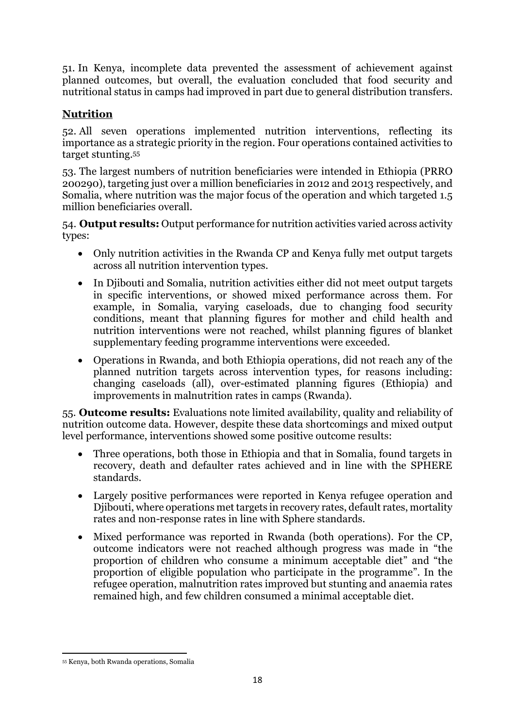51. In Kenya, incomplete data prevented the assessment of achievement against planned outcomes, but overall, the evaluation concluded that food security and nutritional status in camps had improved in part due to general distribution transfers.

## Nutrition

52. All seven operations implemented nutrition interventions, reflecting its importance as a strategic priority in the region. Four operations contained activities to target stunting.[55]

53. The largest numbers of nutrition beneficiaries were intended in Ethiopia (PRRO 200290), targeting just over a million beneficiaries in 2012 and 2013 respectively, and Somalia, where nutrition was the major focus of the operation and which targeted 1.5 million beneficiaries overall.

54. **Output results:** Output performance for nutrition activities varied across activity types:

- Only nutrition activities in the Rwanda CP and Kenya fully met output targets across all nutrition intervention types.
- In Djibouti and Somalia, nutrition activities either did not meet output targets in specific interventions, or showed mixed performance across them. For example, in Somalia, varying caseloads, due to changing food security conditions, meant that planning figures for mother and child health and nutrition interventions were not reached, whilst planning figures of blanket supplementary feeding programme interventions were exceeded.
- Operations in Rwanda, and both Ethiopia operations, did not reach any of the planned nutrition targets across intervention types, for reasons including: changing caseloads (all), over-estimated planning figures (Ethiopia) and improvements in malnutrition rates in camps (Rwanda).

55. **Outcome results:** Evaluations note limited availability, quality and reliability of nutrition outcome data. However, despite these data shortcomings and mixed output level performance, interventions showed some positive outcome results:

- Three operations, both those in Ethiopia and that in Somalia, found targets in recovery, death and defaulter rates achieved and in line with the SPHERE standards.
- Largely positive performances were reported in Kenya refugee operation and Djibouti, where operations met targets in recovery rates, default rates, mortality rates and non-response rates in line with Sphere standards.
- Mixed performance was reported in Rwanda (both operations). For the CP, outcome indicators were not reached although progress was made in "the proportion of children who consume a minimum acceptable diet" and "the proportion of eligible population who participate in the programme". In the refugee operation, malnutrition rates improved but stunting and anaemia rates remained high, and few children consumed a minimal acceptable diet.

---

[55] Kenya, both Rwanda operations, Somalia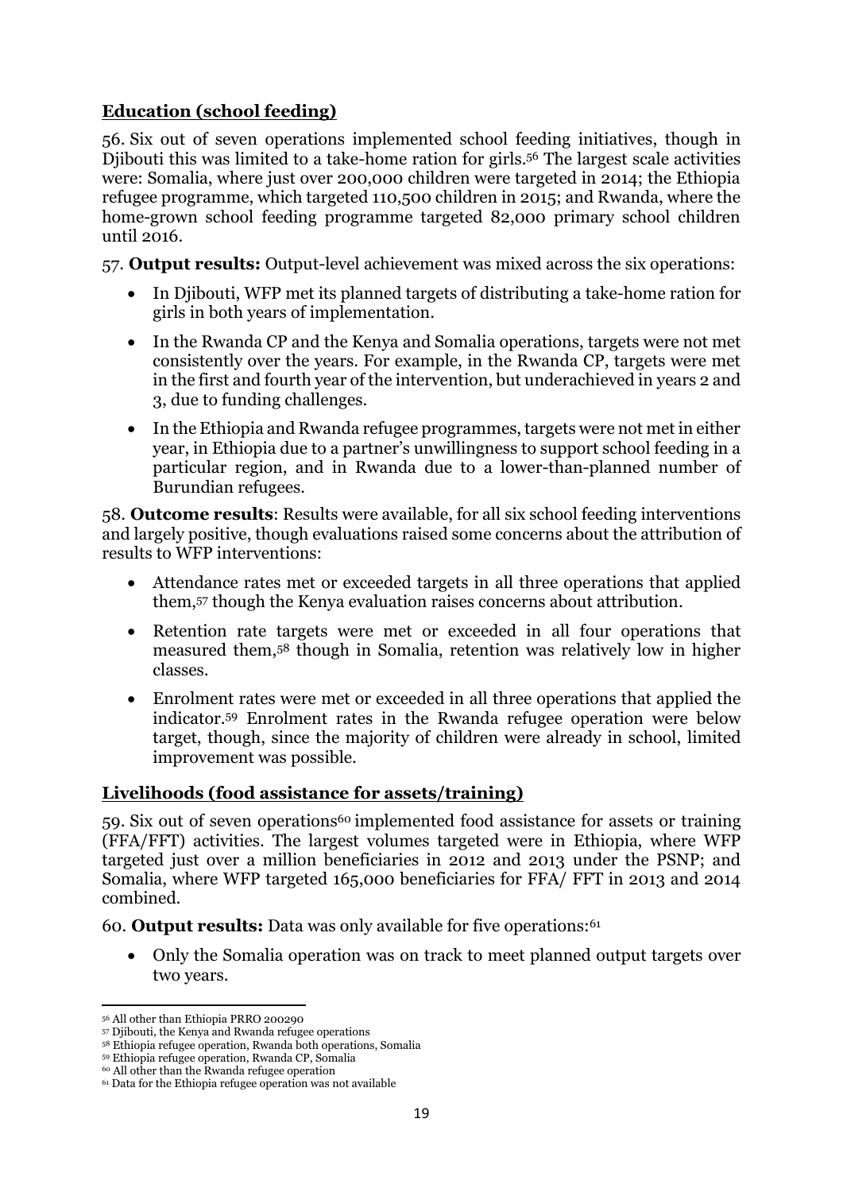## Education (school feeding)

56. Six out of seven operations implemented school feeding initiatives, though in Djibouti this was limited to a take-home ration for girls.[56] The largest scale activities were: Somalia, where just over 200,000 children were targeted in 2014; the Ethiopia refugee programme, which targeted 110,500 children in 2015; and Rwanda, where the home-grown school feeding programme targeted 82,000 primary school children until 2016.

57. **Output results:** Output-level achievement was mixed across the six operations:

- In Djibouti, WFP met its planned targets of distributing a take-home ration for girls in both years of implementation.
- In the Rwanda CP and the Kenya and Somalia operations, targets were not met consistently over the years. For example, in the Rwanda CP, targets were met in the first and fourth year of the intervention, but underachieved in years 2 and 3, due to funding challenges.
- In the Ethiopia and Rwanda refugee programmes, targets were not met in either year, in Ethiopia due to a partner's unwillingness to support school feeding in a particular region, and in Rwanda due to a lower-than-planned number of Burundian refugees.

58. **Outcome results**: Results were available, for all six school feeding interventions and largely positive, though evaluations raised some concerns about the attribution of results to WFP interventions:

- Attendance rates met or exceeded targets in all three operations that applied them,[57] though the Kenya evaluation raises concerns about attribution.
- Retention rate targets were met or exceeded in all four operations that measured them,[58] though in Somalia, retention was relatively low in higher classes.
- Enrolment rates were met or exceeded in all three operations that applied the indicator.[59] Enrolment rates in the Rwanda refugee operation were below target, though, since the majority of children were already in school, limited improvement was possible.

## Livelihoods (food assistance for assets/training)

59. Six out of seven operations[60] implemented food assistance for assets or training (FFA/FFT) activities. The largest volumes targeted were in Ethiopia, where WFP targeted just over a million beneficiaries in 2012 and 2013 under the PSNP; and Somalia, where WFP targeted 165,000 beneficiaries for FFA/ FFT in 2013 and 2014 combined.

60. **Output results:** Data was only available for five operations:[61]

- Only the Somalia operation was on track to meet planned output targets over two years.

---

[56] All other than Ethiopia PRRO 200290
[57] Djibouti, the Kenya and Rwanda refugee operations
[58] Ethiopia refugee operation, Rwanda both operations, Somalia
[59] Ethiopia refugee operation, Rwanda CP, Somalia
[60] All other than the Rwanda refugee operation
[61] Data for the Ethiopia refugee operation was not available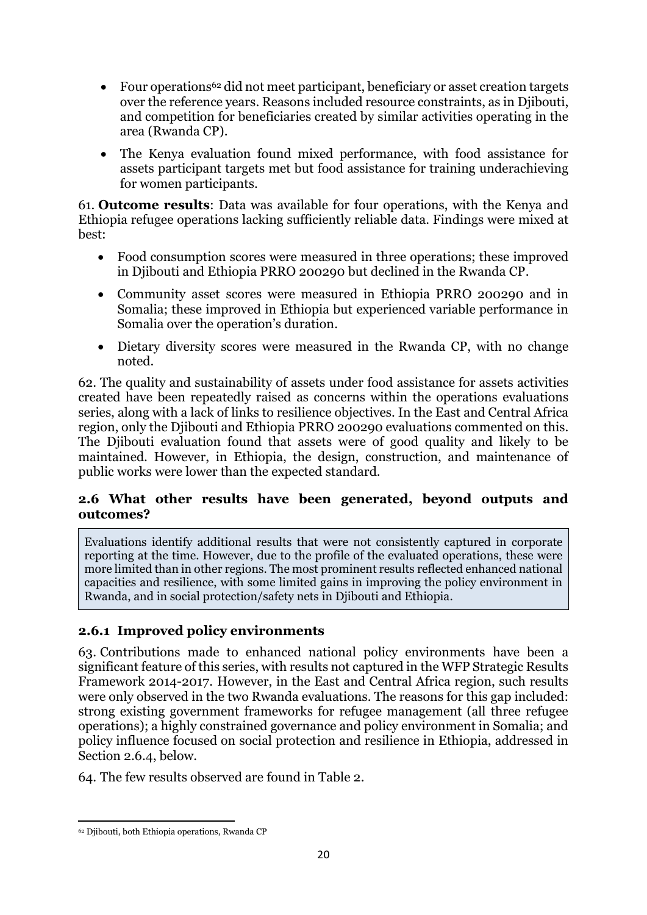- Four operations[62] did not meet participant, beneficiary or asset creation targets over the reference years. Reasons included resource constraints, as in Djibouti, and competition for beneficiaries created by similar activities operating in the area (Rwanda CP).
- The Kenya evaluation found mixed performance, with food assistance for assets participant targets met but food assistance for training underachieving for women participants.

61. **Outcome results**: Data was available for four operations, with the Kenya and Ethiopia refugee operations lacking sufficiently reliable data. Findings were mixed at best:

- Food consumption scores were measured in three operations; these improved in Djibouti and Ethiopia PRRO 200290 but declined in the Rwanda CP.
- Community asset scores were measured in Ethiopia PRRO 200290 and in Somalia; these improved in Ethiopia but experienced variable performance in Somalia over the operation's duration.
- Dietary diversity scores were measured in the Rwanda CP, with no change noted.

62. The quality and sustainability of assets under food assistance for assets activities created have been repeatedly raised as concerns within the operations evaluations series, along with a lack of links to resilience objectives. In the East and Central Africa region, only the Djibouti and Ethiopia PRRO 200290 evaluations commented on this. The Djibouti evaluation found that assets were of good quality and likely to be maintained. However, in Ethiopia, the design, construction, and maintenance of public works were lower than the expected standard.

### 2.6 What other results have been generated, beyond outputs and outcomes?

> Evaluations identify additional results that were not consistently captured in corporate reporting at the time. However, due to the profile of the evaluated operations, these were more limited than in other regions. The most prominent results reflected enhanced national capacities and resilience, with some limited gains in improving the policy environment in Rwanda, and in social protection/safety nets in Djibouti and Ethiopia.

#### 2.6.1 Improved policy environments

63. Contributions made to enhanced national policy environments have been a significant feature of this series, with results not captured in the WFP Strategic Results Framework 2014-2017. However, in the East and Central Africa region, such results were only observed in the two Rwanda evaluations. The reasons for this gap included: strong existing government frameworks for refugee management (all three refugee operations); a highly constrained governance and policy environment in Somalia; and policy influence focused on social protection and resilience in Ethiopia, addressed in Section 2.6.4, below.

64. The few results observed are found in Table 2.

---

[62] Djibouti, both Ethiopia operations, Rwanda CP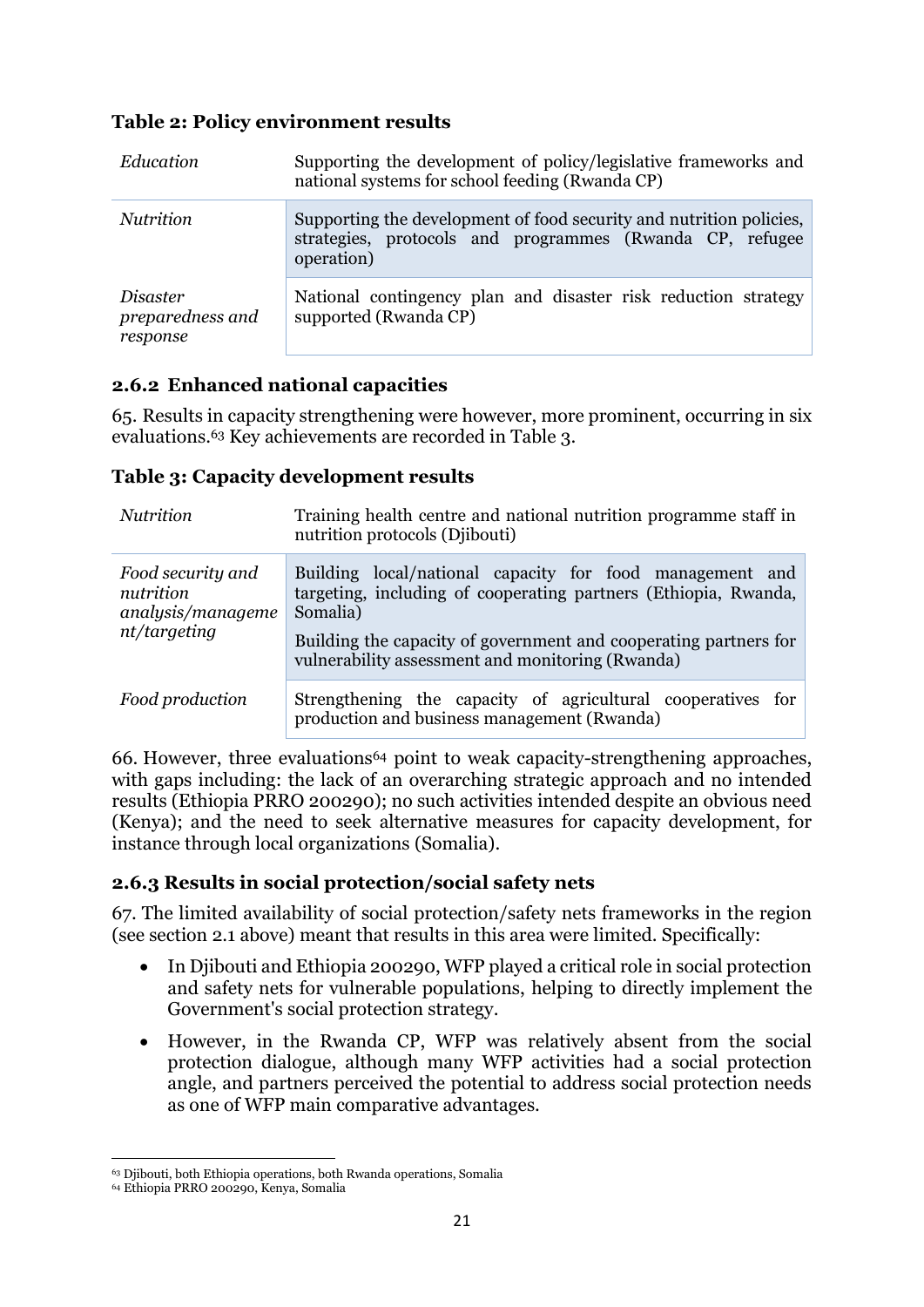**Table 2: Policy environment results**

| | |
|---|---|
| *Education* | Supporting the development of policy/legislative frameworks and national systems for school feeding (Rwanda CP) |
| *Nutrition* | Supporting the development of food security and nutrition policies, strategies, protocols and programmes (Rwanda CP, refugee operation) |
| *Disaster preparedness and response* | National contingency plan and disaster risk reduction strategy supported (Rwanda CP) |

### 2.6.2 Enhanced national capacities

65. Results in capacity strengthening were however, more prominent, occurring in six evaluations.[63] Key achievements are recorded in Table 3.

**Table 3: Capacity development results**

| | |
|---|---|
| *Nutrition* | Training health centre and national nutrition programme staff in nutrition protocols (Djibouti) |
| *Food security and nutrition analysis/management/targeting* | Building local/national capacity for food management and targeting, including of cooperating partners (Ethiopia, Rwanda, Somalia)<br><br>Building the capacity of government and cooperating partners for vulnerability assessment and monitoring (Rwanda) |
| *Food production* | Strengthening the capacity of agricultural cooperatives for production and business management (Rwanda) |

66. However, three evaluations[64] point to weak capacity-strengthening approaches, with gaps including: the lack of an overarching strategic approach and no intended results (Ethiopia PRRO 200290); no such activities intended despite an obvious need (Kenya); and the need to seek alternative measures for capacity development, for instance through local organizations (Somalia).

### 2.6.3 Results in social protection/social safety nets

67. The limited availability of social protection/safety nets frameworks in the region (see section 2.1 above) meant that results in this area were limited. Specifically:

- In Djibouti and Ethiopia 200290, WFP played a critical role in social protection and safety nets for vulnerable populations, helping to directly implement the Government's social protection strategy.
- However, in the Rwanda CP, WFP was relatively absent from the social protection dialogue, although many WFP activities had a social protection angle, and partners perceived the potential to address social protection needs as one of WFP main comparative advantages.

---

[63] Djibouti, both Ethiopia operations, both Rwanda operations, Somalia

[64] Ethiopia PRRO 200290, Kenya, Somalia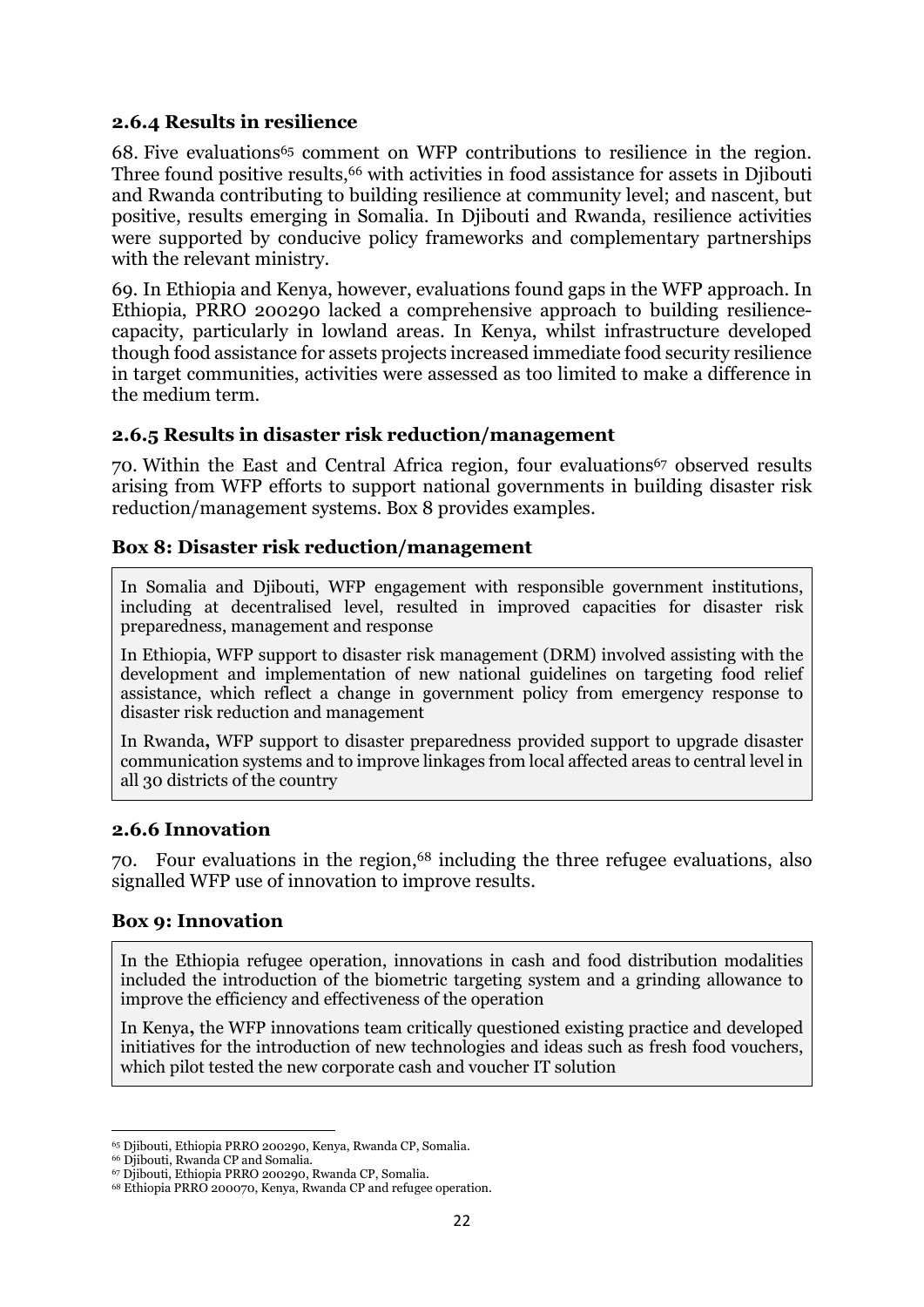### 2.6.4 Results in resilience

68. Five evaluations[65] comment on WFP contributions to resilience in the region. Three found positive results,[66] with activities in food assistance for assets in Djibouti and Rwanda contributing to building resilience at community level; and nascent, but positive, results emerging in Somalia. In Djibouti and Rwanda, resilience activities were supported by conducive policy frameworks and complementary partnerships with the relevant ministry.

69. In Ethiopia and Kenya, however, evaluations found gaps in the WFP approach. In Ethiopia, PRRO 200290 lacked a comprehensive approach to building resilience-capacity, particularly in lowland areas. In Kenya, whilst infrastructure developed though food assistance for assets projects increased immediate food security resilience in target communities, activities were assessed as too limited to make a difference in the medium term.

### 2.6.5 Results in disaster risk reduction/management

70. Within the East and Central Africa region, four evaluations[67] observed results arising from WFP efforts to support national governments in building disaster risk reduction/management systems. Box 8 provides examples.

**Box 8: Disaster risk reduction/management**

In Somalia and Djibouti, WFP engagement with responsible government institutions, including at decentralised level, resulted in improved capacities for disaster risk preparedness, management and response

In Ethiopia, WFP support to disaster risk management (DRM) involved assisting with the development and implementation of new national guidelines on targeting food relief assistance, which reflect a change in government policy from emergency response to disaster risk reduction and management

In Rwanda**,** WFP support to disaster preparedness provided support to upgrade disaster communication systems and to improve linkages from local affected areas to central level in all 30 districts of the country

### 2.6.6 Innovation

70. Four evaluations in the region,[68] including the three refugee evaluations, also signalled WFP use of innovation to improve results.

**Box 9: Innovation**

In the Ethiopia refugee operation, innovations in cash and food distribution modalities included the introduction of the biometric targeting system and a grinding allowance to improve the efficiency and effectiveness of the operation

In Kenya**,** the WFP innovations team critically questioned existing practice and developed initiatives for the introduction of new technologies and ideas such as fresh food vouchers, which pilot tested the new corporate cash and voucher IT solution

---

[65] Djibouti, Ethiopia PRRO 200290, Kenya, Rwanda CP, Somalia.

[66] Djibouti, Rwanda CP and Somalia.

[67] Djibouti, Ethiopia PRRO 200290, Rwanda CP, Somalia.

[68] Ethiopia PRRO 200070, Kenya, Rwanda CP and refugee operation.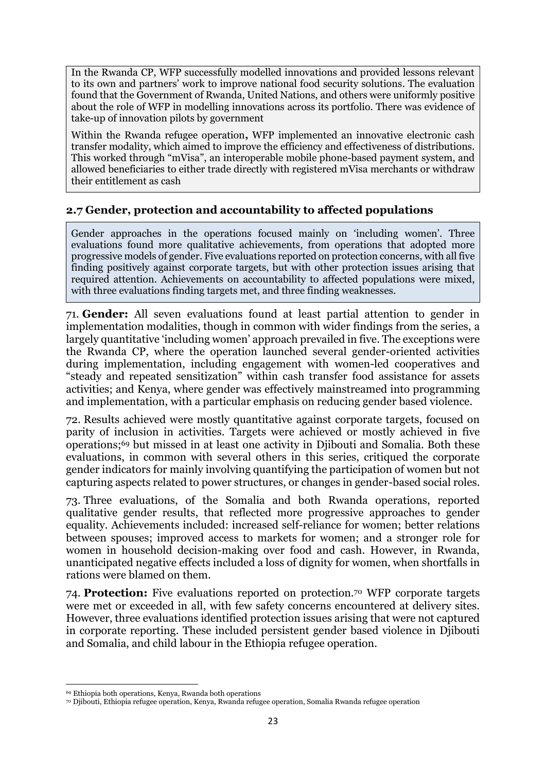In the Rwanda CP, WFP successfully modelled innovations and provided lessons relevant to its own and partners' work to improve national food security solutions. The evaluation found that the Government of Rwanda, United Nations, and others were uniformly positive about the role of WFP in modelling innovations across its portfolio. There was evidence of take-up of innovation pilots by government

Within the Rwanda refugee operation**,** WFP implemented an innovative electronic cash transfer modality, which aimed to improve the efficiency and effectiveness of distributions. This worked through "mVisa", an interoperable mobile phone-based payment system, and allowed beneficiaries to either trade directly with registered mVisa merchants or withdraw their entitlement as cash

## 2.7 Gender, protection and accountability to affected populations

Gender approaches in the operations focused mainly on 'including women'. Three evaluations found more qualitative achievements, from operations that adopted more progressive models of gender. Five evaluations reported on protection concerns, with all five finding positively against corporate targets, but with other protection issues arising that required attention. Achievements on accountability to affected populations were mixed, with three evaluations finding targets met, and three finding weaknesses.

71. **Gender:** All seven evaluations found at least partial attention to gender in implementation modalities, though in common with wider findings from the series, a largely quantitative 'including women' approach prevailed in five. The exceptions were the Rwanda CP, where the operation launched several gender-oriented activities during implementation, including engagement with women-led cooperatives and "steady and repeated sensitization" within cash transfer food assistance for assets activities; and Kenya, where gender was effectively mainstreamed into programming and implementation, with a particular emphasis on reducing gender based violence.

72. Results achieved were mostly quantitative against corporate targets, focused on parity of inclusion in activities. Targets were achieved or mostly achieved in five operations;[69] but missed in at least one activity in Djibouti and Somalia. Both these evaluations, in common with several others in this series, critiqued the corporate gender indicators for mainly involving quantifying the participation of women but not capturing aspects related to power structures, or changes in gender-based social roles.

73. Three evaluations, of the Somalia and both Rwanda operations, reported qualitative gender results, that reflected more progressive approaches to gender equality. Achievements included: increased self-reliance for women; better relations between spouses; improved access to markets for women; and a stronger role for women in household decision-making over food and cash. However, in Rwanda, unanticipated negative effects included a loss of dignity for women, when shortfalls in rations were blamed on them.

74. **Protection:** Five evaluations reported on protection.[70] WFP corporate targets were met or exceeded in all, with few safety concerns encountered at delivery sites. However, three evaluations identified protection issues arising that were not captured in corporate reporting. These included persistent gender based violence in Djibouti and Somalia, and child labour in the Ethiopia refugee operation.

[69] Ethiopia both operations, Kenya, Rwanda both operations

[70] Djibouti, Ethiopia refugee operation, Kenya, Rwanda refugee operation, Somalia Rwanda refugee operation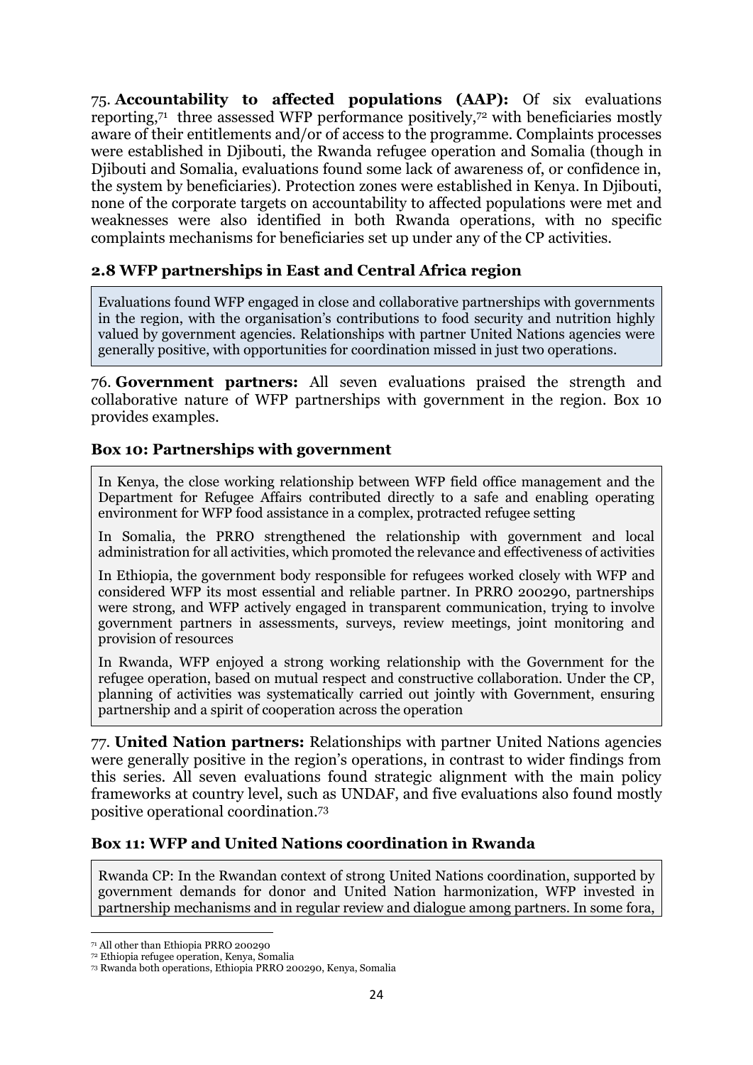75. **Accountability to affected populations (AAP):** Of six evaluations reporting,[71] three assessed WFP performance positively,[72] with beneficiaries mostly aware of their entitlements and/or of access to the programme. Complaints processes were established in Djibouti, the Rwanda refugee operation and Somalia (though in Djibouti and Somalia, evaluations found some lack of awareness of, or confidence in, the system by beneficiaries). Protection zones were established in Kenya. In Djibouti, none of the corporate targets on accountability to affected populations were met and weaknesses were also identified in both Rwanda operations, with no specific complaints mechanisms for beneficiaries set up under any of the CP activities.

## 2.8 WFP partnerships in East and Central Africa region

> Evaluations found WFP engaged in close and collaborative partnerships with governments in the region, with the organisation's contributions to food security and nutrition highly valued by government agencies. Relationships with partner United Nations agencies were generally positive, with opportunities for coordination missed in just two operations.

76. **Government partners:** All seven evaluations praised the strength and collaborative nature of WFP partnerships with government in the region. Box 10 provides examples.

### Box 10: Partnerships with government

> In Kenya, the close working relationship between WFP field office management and the Department for Refugee Affairs contributed directly to a safe and enabling operating environment for WFP food assistance in a complex, protracted refugee setting
>
> In Somalia, the PRRO strengthened the relationship with government and local administration for all activities, which promoted the relevance and effectiveness of activities
>
> In Ethiopia, the government body responsible for refugees worked closely with WFP and considered WFP its most essential and reliable partner. In PRRO 200290, partnerships were strong, and WFP actively engaged in transparent communication, trying to involve government partners in assessments, surveys, review meetings, joint monitoring and provision of resources
>
> In Rwanda, WFP enjoyed a strong working relationship with the Government for the refugee operation, based on mutual respect and constructive collaboration. Under the CP, planning of activities was systematically carried out jointly with Government, ensuring partnership and a spirit of cooperation across the operation

77. **United Nation partners:** Relationships with partner United Nations agencies were generally positive in the region's operations, in contrast to wider findings from this series. All seven evaluations found strategic alignment with the main policy frameworks at country level, such as UNDAF, and five evaluations also found mostly positive operational coordination.[73]

### Box 11: WFP and United Nations coordination in Rwanda

> Rwanda CP: In the Rwandan context of strong United Nations coordination, supported by government demands for donor and United Nation harmonization, WFP invested in partnership mechanisms and in regular review and dialogue among partners. In some fora,

[71] All other than Ethiopia PRRO 200290

[72] Ethiopia refugee operation, Kenya, Somalia

[73] Rwanda both operations, Ethiopia PRRO 200290, Kenya, Somalia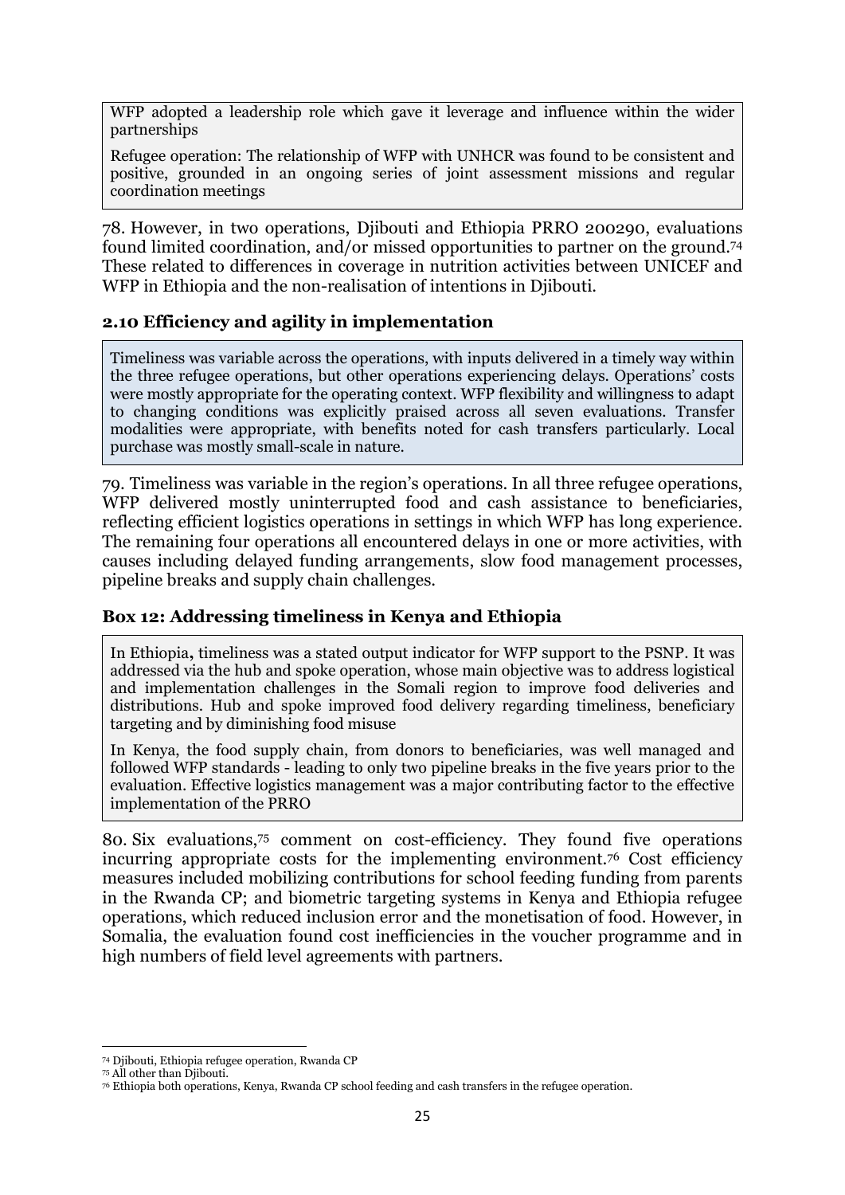WFP adopted a leadership role which gave it leverage and influence within the wider partnerships

Refugee operation: The relationship of WFP with UNHCR was found to be consistent and positive, grounded in an ongoing series of joint assessment missions and regular coordination meetings

78. However, in two operations, Djibouti and Ethiopia PRRO 200290, evaluations found limited coordination, and/or missed opportunities to partner on the ground.[74] These related to differences in coverage in nutrition activities between UNICEF and WFP in Ethiopia and the non-realisation of intentions in Djibouti.

### 2.10 Efficiency and agility in implementation

Timeliness was variable across the operations, with inputs delivered in a timely way within the three refugee operations, but other operations experiencing delays. Operations' costs were mostly appropriate for the operating context. WFP flexibility and willingness to adapt to changing conditions was explicitly praised across all seven evaluations. Transfer modalities were appropriate, with benefits noted for cash transfers particularly. Local purchase was mostly small-scale in nature.

79. Timeliness was variable in the region's operations. In all three refugee operations, WFP delivered mostly uninterrupted food and cash assistance to beneficiaries, reflecting efficient logistics operations in settings in which WFP has long experience. The remaining four operations all encountered delays in one or more activities, with causes including delayed funding arrangements, slow food management processes, pipeline breaks and supply chain challenges.

### Box 12: Addressing timeliness in Kenya and Ethiopia

In Ethiopia**,** timeliness was a stated output indicator for WFP support to the PSNP. It was addressed via the hub and spoke operation, whose main objective was to address logistical and implementation challenges in the Somali region to improve food deliveries and distributions. Hub and spoke improved food delivery regarding timeliness, beneficiary targeting and by diminishing food misuse

In Kenya, the food supply chain, from donors to beneficiaries, was well managed and followed WFP standards - leading to only two pipeline breaks in the five years prior to the evaluation. Effective logistics management was a major contributing factor to the effective implementation of the PRRO

80. Six evaluations,[75] comment on cost-efficiency. They found five operations incurring appropriate costs for the implementing environment.[76] Cost efficiency measures included mobilizing contributions for school feeding funding from parents in the Rwanda CP; and biometric targeting systems in Kenya and Ethiopia refugee operations, which reduced inclusion error and the monetisation of food. However, in Somalia, the evaluation found cost inefficiencies in the voucher programme and in high numbers of field level agreements with partners.

---

[74] Djibouti, Ethiopia refugee operation, Rwanda CP

[75] All other than Djibouti.

[76] Ethiopia both operations, Kenya, Rwanda CP school feeding and cash transfers in the refugee operation.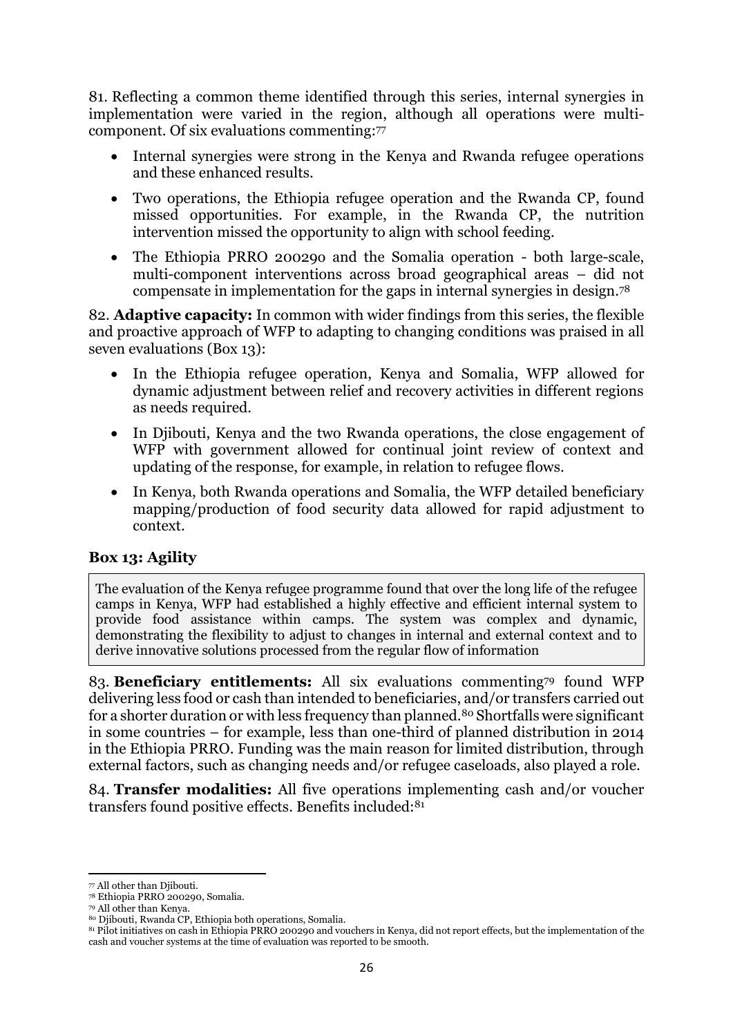81. Reflecting a common theme identified through this series, internal synergies in implementation were varied in the region, although all operations were multi-component. Of six evaluations commenting:[77]

- Internal synergies were strong in the Kenya and Rwanda refugee operations and these enhanced results.
- Two operations, the Ethiopia refugee operation and the Rwanda CP, found missed opportunities. For example, in the Rwanda CP, the nutrition intervention missed the opportunity to align with school feeding.
- The Ethiopia PRRO 200290 and the Somalia operation - both large-scale, multi-component interventions across broad geographical areas – did not compensate in implementation for the gaps in internal synergies in design.[78]

82. **Adaptive capacity:** In common with wider findings from this series, the flexible and proactive approach of WFP to adapting to changing conditions was praised in all seven evaluations (Box 13):

- In the Ethiopia refugee operation, Kenya and Somalia, WFP allowed for dynamic adjustment between relief and recovery activities in different regions as needs required.
- In Djibouti, Kenya and the two Rwanda operations, the close engagement of WFP with government allowed for continual joint review of context and updating of the response, for example, in relation to refugee flows.
- In Kenya, both Rwanda operations and Somalia, the WFP detailed beneficiary mapping/production of food security data allowed for rapid adjustment to context.

**Box 13: Agility**

> The evaluation of the Kenya refugee programme found that over the long life of the refugee camps in Kenya, WFP had established a highly effective and efficient internal system to provide food assistance within camps. The system was complex and dynamic, demonstrating the flexibility to adjust to changes in internal and external context and to derive innovative solutions processed from the regular flow of information

83. **Beneficiary entitlements:** All six evaluations commenting[79] found WFP delivering less food or cash than intended to beneficiaries, and/or transfers carried out for a shorter duration or with less frequency than planned.[80] Shortfalls were significant in some countries – for example, less than one-third of planned distribution in 2014 in the Ethiopia PRRO. Funding was the main reason for limited distribution, through external factors, such as changing needs and/or refugee caseloads, also played a role.

84. **Transfer modalities:** All five operations implementing cash and/or voucher transfers found positive effects. Benefits included:[81]

---

[77] All other than Djibouti.
[78] Ethiopia PRRO 200290, Somalia.
[79] All other than Kenya.
[80] Djibouti, Rwanda CP, Ethiopia both operations, Somalia.
[81] Pilot initiatives on cash in Ethiopia PRRO 200290 and vouchers in Kenya, did not report effects, but the implementation of the cash and voucher systems at the time of evaluation was reported to be smooth.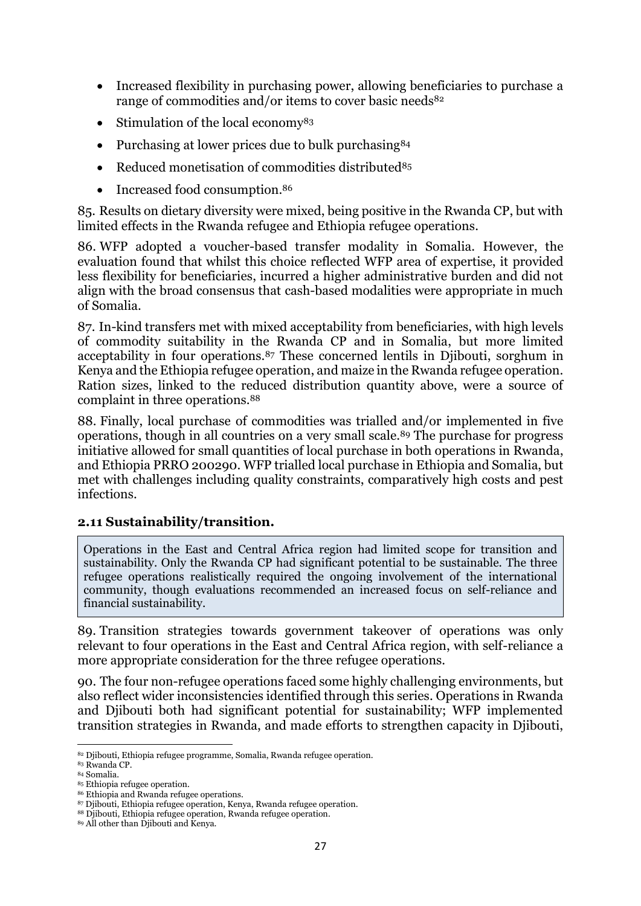- Increased flexibility in purchasing power, allowing beneficiaries to purchase a range of commodities and/or items to cover basic needs[82]
- Stimulation of the local economy[83]
- Purchasing at lower prices due to bulk purchasing[84]
- Reduced monetisation of commodities distributed[85]
- Increased food consumption.[86]

85. Results on dietary diversity were mixed, being positive in the Rwanda CP, but with limited effects in the Rwanda refugee and Ethiopia refugee operations.

86. WFP adopted a voucher-based transfer modality in Somalia. However, the evaluation found that whilst this choice reflected WFP area of expertise, it provided less flexibility for beneficiaries, incurred a higher administrative burden and did not align with the broad consensus that cash-based modalities were appropriate in much of Somalia.

87. In-kind transfers met with mixed acceptability from beneficiaries, with high levels of commodity suitability in the Rwanda CP and in Somalia, but more limited acceptability in four operations.[87] These concerned lentils in Djibouti, sorghum in Kenya and the Ethiopia refugee operation, and maize in the Rwanda refugee operation. Ration sizes, linked to the reduced distribution quantity above, were a source of complaint in three operations.[88]

88. Finally, local purchase of commodities was trialled and/or implemented in five operations, though in all countries on a very small scale.[89] The purchase for progress initiative allowed for small quantities of local purchase in both operations in Rwanda, and Ethiopia PRRO 200290. WFP trialled local purchase in Ethiopia and Somalia, but met with challenges including quality constraints, comparatively high costs and pest infections.

### 2.11 Sustainability/transition.

> Operations in the East and Central Africa region had limited scope for transition and sustainability. Only the Rwanda CP had significant potential to be sustainable. The three refugee operations realistically required the ongoing involvement of the international community, though evaluations recommended an increased focus on self-reliance and financial sustainability.

89. Transition strategies towards government takeover of operations was only relevant to four operations in the East and Central Africa region, with self-reliance a more appropriate consideration for the three refugee operations.

90. The four non-refugee operations faced some highly challenging environments, but also reflect wider inconsistencies identified through this series. Operations in Rwanda and Djibouti both had significant potential for sustainability; WFP implemented transition strategies in Rwanda, and made efforts to strengthen capacity in Djibouti,

---

[82] Djibouti, Ethiopia refugee programme, Somalia, Rwanda refugee operation.
[83] Rwanda CP.
[84] Somalia.
[85] Ethiopia refugee operation.
[86] Ethiopia and Rwanda refugee operations.
[87] Djibouti, Ethiopia refugee operation, Kenya, Rwanda refugee operation.
[88] Djibouti, Ethiopia refugee operation, Rwanda refugee operation.
[89] All other than Djibouti and Kenya.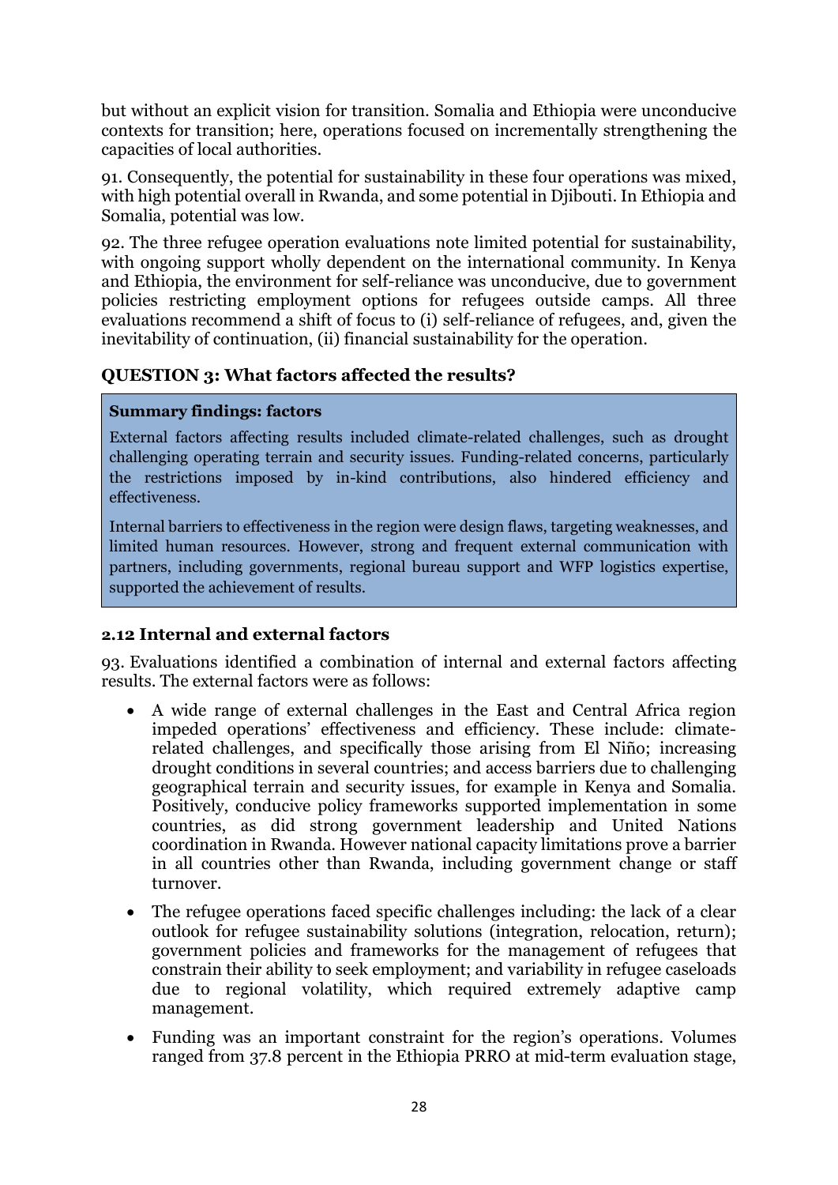but without an explicit vision for transition. Somalia and Ethiopia were unconducive contexts for transition; here, operations focused on incrementally strengthening the capacities of local authorities.

91. Consequently, the potential for sustainability in these four operations was mixed, with high potential overall in Rwanda, and some potential in Djibouti. In Ethiopia and Somalia, potential was low.

92. The three refugee operation evaluations note limited potential for sustainability, with ongoing support wholly dependent on the international community. In Kenya and Ethiopia, the environment for self-reliance was unconducive, due to government policies restricting employment options for refugees outside camps. All three evaluations recommend a shift of focus to (i) self-reliance of refugees, and, given the inevitability of continuation, (ii) financial sustainability for the operation.

**QUESTION 3: What factors affected the results?**

> **Summary findings: factors**
>
> External factors affecting results included climate-related challenges, such as drought challenging operating terrain and security issues. Funding-related concerns, particularly the restrictions imposed by in-kind contributions, also hindered efficiency and effectiveness.
>
> Internal barriers to effectiveness in the region were design flaws, targeting weaknesses, and limited human resources. However, strong and frequent external communication with partners, including governments, regional bureau support and WFP logistics expertise, supported the achievement of results.

### 2.12 Internal and external factors

93. Evaluations identified a combination of internal and external factors affecting results. The external factors were as follows:

- A wide range of external challenges in the East and Central Africa region impeded operations' effectiveness and efficiency. These include: climate-related challenges, and specifically those arising from El Niño; increasing drought conditions in several countries; and access barriers due to challenging geographical terrain and security issues, for example in Kenya and Somalia. Positively, conducive policy frameworks supported implementation in some countries, as did strong government leadership and United Nations coordination in Rwanda. However national capacity limitations prove a barrier in all countries other than Rwanda, including government change or staff turnover.
- The refugee operations faced specific challenges including: the lack of a clear outlook for refugee sustainability solutions (integration, relocation, return); government policies and frameworks for the management of refugees that constrain their ability to seek employment; and variability in refugee caseloads due to regional volatility, which required extremely adaptive camp management.
- Funding was an important constraint for the region's operations. Volumes ranged from 37.8 percent in the Ethiopia PRRO at mid-term evaluation stage,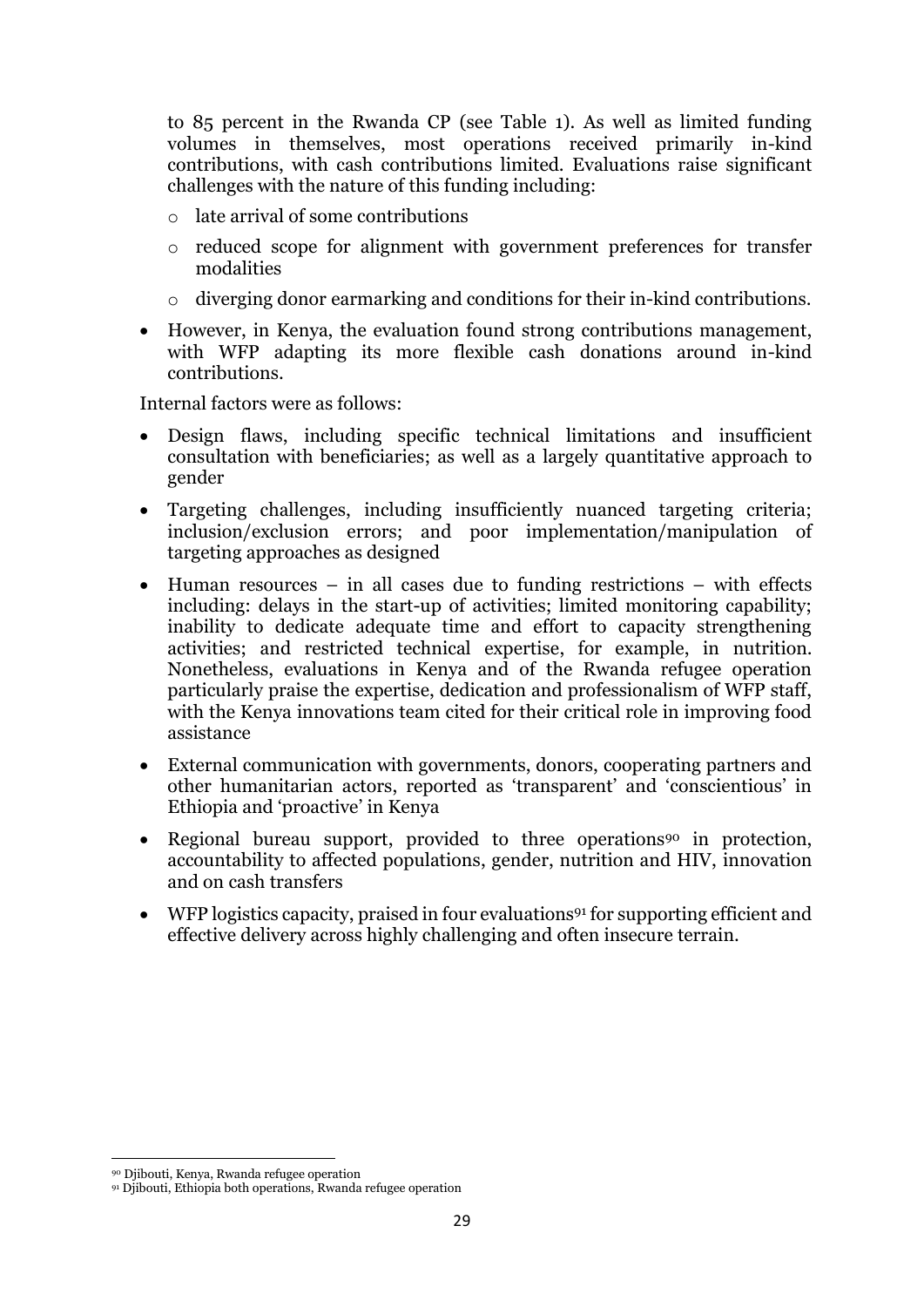to 85 percent in the Rwanda CP (see Table 1). As well as limited funding volumes in themselves, most operations received primarily in-kind contributions, with cash contributions limited. Evaluations raise significant challenges with the nature of this funding including:

  - late arrival of some contributions
  - reduced scope for alignment with government preferences for transfer modalities
  - diverging donor earmarking and conditions for their in-kind contributions.

- However, in Kenya, the evaluation found strong contributions management, with WFP adapting its more flexible cash donations around in-kind contributions.

Internal factors were as follows:

- Design flaws, including specific technical limitations and insufficient consultation with beneficiaries; as well as a largely quantitative approach to gender
- Targeting challenges, including insufficiently nuanced targeting criteria; inclusion/exclusion errors; and poor implementation/manipulation of targeting approaches as designed
- Human resources – in all cases due to funding restrictions – with effects including: delays in the start-up of activities; limited monitoring capability; inability to dedicate adequate time and effort to capacity strengthening activities; and restricted technical expertise, for example, in nutrition. Nonetheless, evaluations in Kenya and of the Rwanda refugee operation particularly praise the expertise, dedication and professionalism of WFP staff, with the Kenya innovations team cited for their critical role in improving food assistance
- External communication with governments, donors, cooperating partners and other humanitarian actors, reported as 'transparent' and 'conscientious' in Ethiopia and 'proactive' in Kenya
- Regional bureau support, provided to three operations[90] in protection, accountability to affected populations, gender, nutrition and HIV, innovation and on cash transfers
- WFP logistics capacity, praised in four evaluations[91] for supporting efficient and effective delivery across highly challenging and often insecure terrain.

---

[90] Djibouti, Kenya, Rwanda refugee operation

[91] Djibouti, Ethiopia both operations, Rwanda refugee operation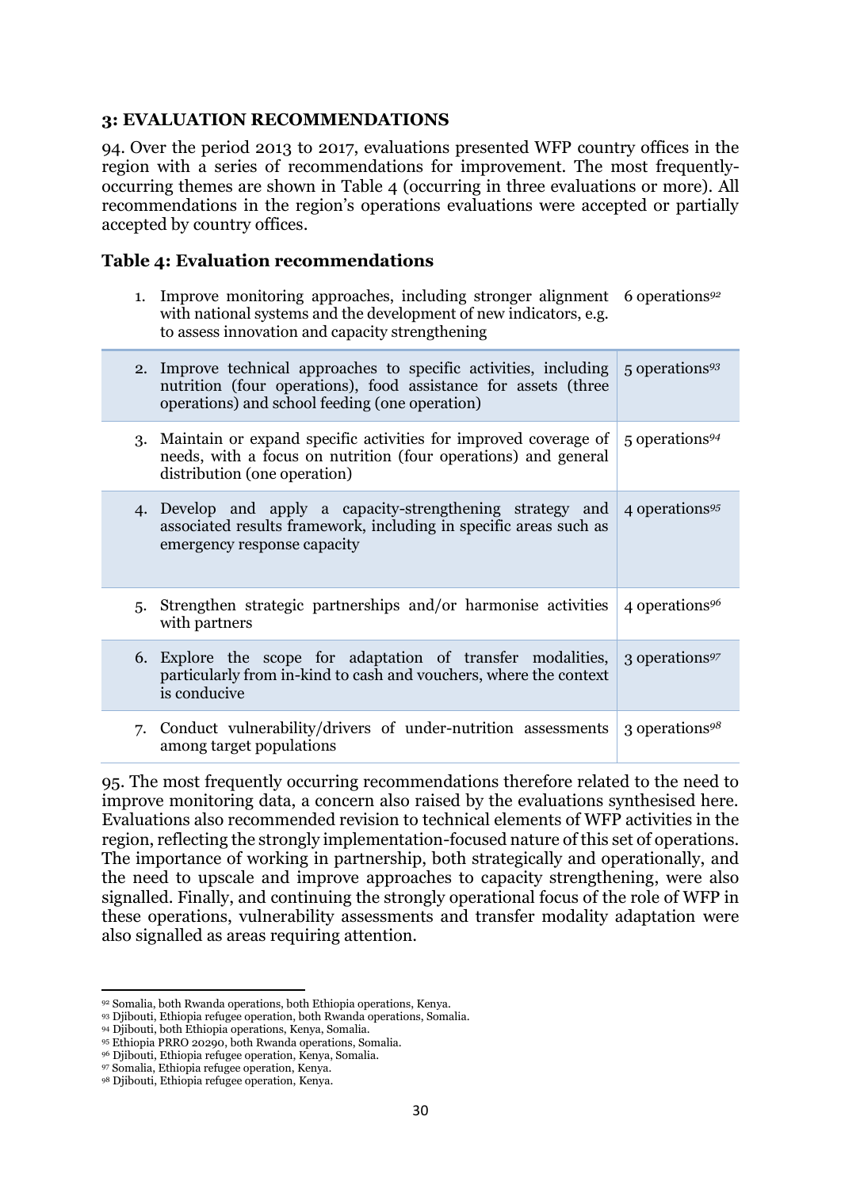## 3: EVALUATION RECOMMENDATIONS

94. Over the period 2013 to 2017, evaluations presented WFP country offices in the region with a series of recommendations for improvement. The most frequently-occurring themes are shown in Table 4 (occurring in three evaluations or more). All recommendations in the region's operations evaluations were accepted or partially accepted by country offices.

### Table 4: Evaluation recommendations

| Recommendation | Operations |
|---|---|
| 1. Improve monitoring approaches, including stronger alignment with national systems and the development of new indicators, e.g. to assess innovation and capacity strengthening | 6 operations[92] |
| 2. Improve technical approaches to specific activities, including nutrition (four operations), food assistance for assets (three operations) and school feeding (one operation) | 5 operations[93] |
| 3. Maintain or expand specific activities for improved coverage of needs, with a focus on nutrition (four operations) and general distribution (one operation) | 5 operations[94] |
| 4. Develop and apply a capacity-strengthening strategy and associated results framework, including in specific areas such as emergency response capacity | 4 operations[95] |
| 5. Strengthen strategic partnerships and/or harmonise activities with partners | 4 operations[96] |
| 6. Explore the scope for adaptation of transfer modalities, particularly from in-kind to cash and vouchers, where the context is conducive | 3 operations[97] |
| 7. Conduct vulnerability/drivers of under-nutrition assessments among target populations | 3 operations[98] |

95. The most frequently occurring recommendations therefore related to the need to improve monitoring data, a concern also raised by the evaluations synthesised here. Evaluations also recommended revision to technical elements of WFP activities in the region, reflecting the strongly implementation-focused nature of this set of operations. The importance of working in partnership, both strategically and operationally, and the need to upscale and improve approaches to capacity strengthening, were also signalled. Finally, and continuing the strongly operational focus of the role of WFP in these operations, vulnerability assessments and transfer modality adaptation were also signalled as areas requiring attention.

---

[92] Somalia, both Rwanda operations, both Ethiopia operations, Kenya.
[93] Djibouti, Ethiopia refugee operation, both Rwanda operations, Somalia.
[94] Djibouti, both Ethiopia operations, Kenya, Somalia.
[95] Ethiopia PRRO 20290, both Rwanda operations, Somalia.
[96] Djibouti, Ethiopia refugee operation, Kenya, Somalia.
[97] Somalia, Ethiopia refugee operation, Kenya.
[98] Djibouti, Ethiopia refugee operation, Kenya.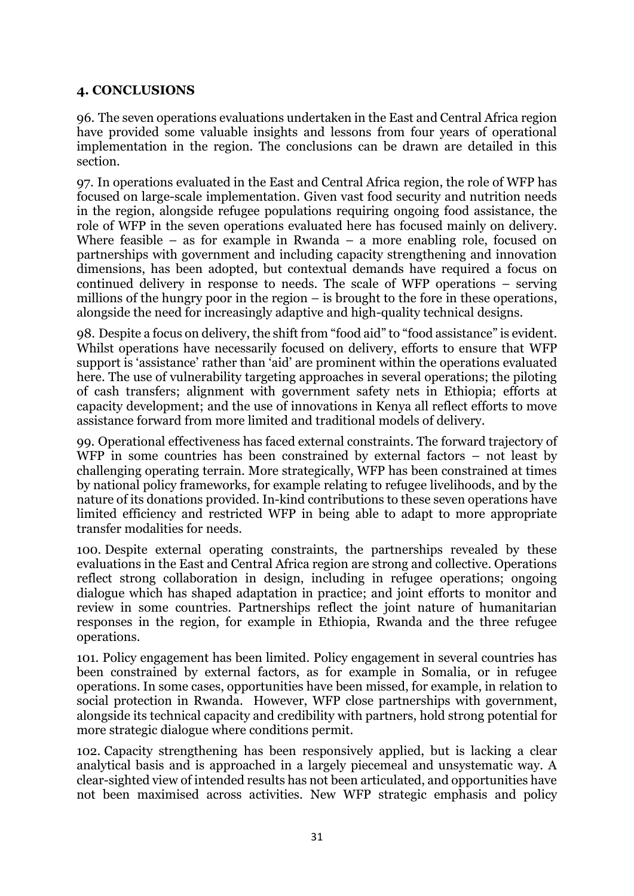## 4. CONCLUSIONS

96. The seven operations evaluations undertaken in the East and Central Africa region have provided some valuable insights and lessons from four years of operational implementation in the region. The conclusions can be drawn are detailed in this section.

97. In operations evaluated in the East and Central Africa region, the role of WFP has focused on large-scale implementation. Given vast food security and nutrition needs in the region, alongside refugee populations requiring ongoing food assistance, the role of WFP in the seven operations evaluated here has focused mainly on delivery. Where feasible – as for example in Rwanda – a more enabling role, focused on partnerships with government and including capacity strengthening and innovation dimensions, has been adopted, but contextual demands have required a focus on continued delivery in response to needs. The scale of WFP operations – serving millions of the hungry poor in the region – is brought to the fore in these operations, alongside the need for increasingly adaptive and high-quality technical designs.

98. Despite a focus on delivery, the shift from "food aid" to "food assistance" is evident. Whilst operations have necessarily focused on delivery, efforts to ensure that WFP support is 'assistance' rather than 'aid' are prominent within the operations evaluated here. The use of vulnerability targeting approaches in several operations; the piloting of cash transfers; alignment with government safety nets in Ethiopia; efforts at capacity development; and the use of innovations in Kenya all reflect efforts to move assistance forward from more limited and traditional models of delivery.

99. Operational effectiveness has faced external constraints. The forward trajectory of WFP in some countries has been constrained by external factors – not least by challenging operating terrain. More strategically, WFP has been constrained at times by national policy frameworks, for example relating to refugee livelihoods, and by the nature of its donations provided. In-kind contributions to these seven operations have limited efficiency and restricted WFP in being able to adapt to more appropriate transfer modalities for needs.

100. Despite external operating constraints, the partnerships revealed by these evaluations in the East and Central Africa region are strong and collective. Operations reflect strong collaboration in design, including in refugee operations; ongoing dialogue which has shaped adaptation in practice; and joint efforts to monitor and review in some countries. Partnerships reflect the joint nature of humanitarian responses in the region, for example in Ethiopia, Rwanda and the three refugee operations.

101. Policy engagement has been limited. Policy engagement in several countries has been constrained by external factors, as for example in Somalia, or in refugee operations. In some cases, opportunities have been missed, for example, in relation to social protection in Rwanda. However, WFP close partnerships with government, alongside its technical capacity and credibility with partners, hold strong potential for more strategic dialogue where conditions permit.

102. Capacity strengthening has been responsively applied, but is lacking a clear analytical basis and is approached in a largely piecemeal and unsystematic way. A clear-sighted view of intended results has not been articulated, and opportunities have not been maximised across activities. New WFP strategic emphasis and policy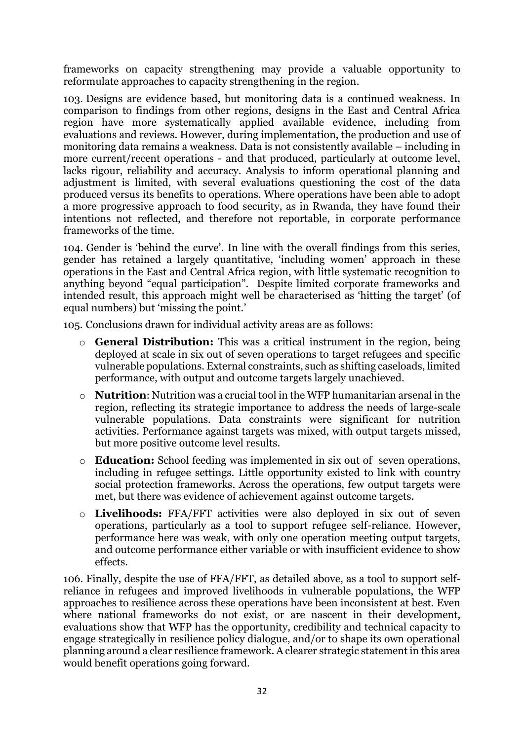frameworks on capacity strengthening may provide a valuable opportunity to reformulate approaches to capacity strengthening in the region.

103. Designs are evidence based, but monitoring data is a continued weakness. In comparison to findings from other regions, designs in the East and Central Africa region have more systematically applied available evidence, including from evaluations and reviews. However, during implementation, the production and use of monitoring data remains a weakness. Data is not consistently available – including in more current/recent operations - and that produced, particularly at outcome level, lacks rigour, reliability and accuracy. Analysis to inform operational planning and adjustment is limited, with several evaluations questioning the cost of the data produced versus its benefits to operations. Where operations have been able to adopt a more progressive approach to food security, as in Rwanda, they have found their intentions not reflected, and therefore not reportable, in corporate performance frameworks of the time.

104. Gender is 'behind the curve'. In line with the overall findings from this series, gender has retained a largely quantitative, 'including women' approach in these operations in the East and Central Africa region, with little systematic recognition to anything beyond "equal participation". Despite limited corporate frameworks and intended result, this approach might well be characterised as 'hitting the target' (of equal numbers) but 'missing the point.'

105. Conclusions drawn for individual activity areas are as follows:

- **General Distribution:** This was a critical instrument in the region, being deployed at scale in six out of seven operations to target refugees and specific vulnerable populations. External constraints, such as shifting caseloads, limited performance, with output and outcome targets largely unachieved.
- **Nutrition**: Nutrition was a crucial tool in the WFP humanitarian arsenal in the region, reflecting its strategic importance to address the needs of large-scale vulnerable populations. Data constraints were significant for nutrition activities. Performance against targets was mixed, with output targets missed, but more positive outcome level results.
- **Education:** School feeding was implemented in six out of seven operations, including in refugee settings. Little opportunity existed to link with country social protection frameworks. Across the operations, few output targets were met, but there was evidence of achievement against outcome targets.
- **Livelihoods:** FFA/FFT activities were also deployed in six out of seven operations, particularly as a tool to support refugee self-reliance. However, performance here was weak, with only one operation meeting output targets, and outcome performance either variable or with insufficient evidence to show effects.

106. Finally, despite the use of FFA/FFT, as detailed above, as a tool to support self-reliance in refugees and improved livelihoods in vulnerable populations, the WFP approaches to resilience across these operations have been inconsistent at best. Even where national frameworks do not exist, or are nascent in their development, evaluations show that WFP has the opportunity, credibility and technical capacity to engage strategically in resilience policy dialogue, and/or to shape its own operational planning around a clear resilience framework. A clearer strategic statement in this area would benefit operations going forward.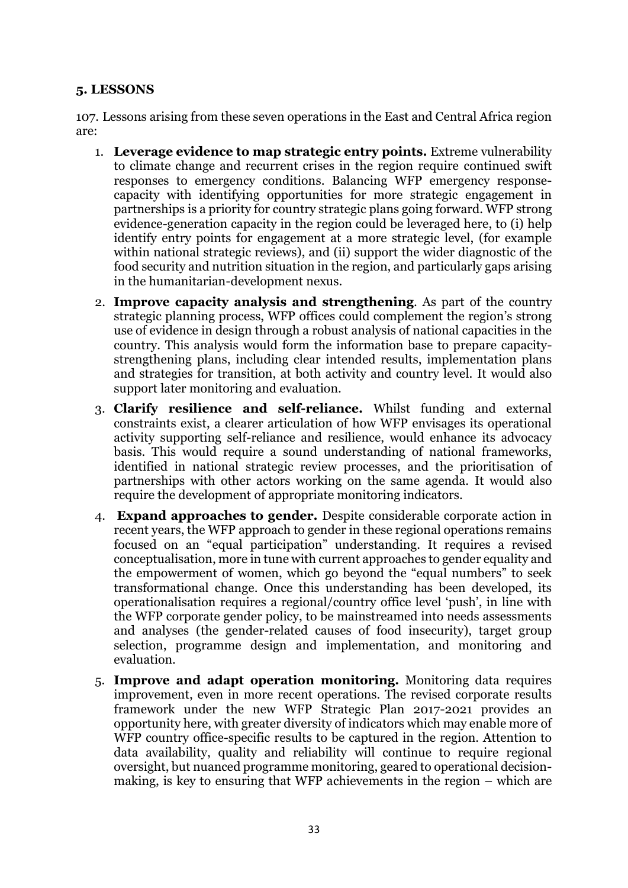## 5. LESSONS

107. Lessons arising from these seven operations in the East and Central Africa region are:

1. **Leverage evidence to map strategic entry points.** Extreme vulnerability to climate change and recurrent crises in the region require continued swift responses to emergency conditions. Balancing WFP emergency response-capacity with identifying opportunities for more strategic engagement in partnerships is a priority for country strategic plans going forward. WFP strong evidence-generation capacity in the region could be leveraged here, to (i) help identify entry points for engagement at a more strategic level, (for example within national strategic reviews), and (ii) support the wider diagnostic of the food security and nutrition situation in the region, and particularly gaps arising in the humanitarian-development nexus.
2. **Improve capacity analysis and strengthening**. As part of the country strategic planning process, WFP offices could complement the region's strong use of evidence in design through a robust analysis of national capacities in the country. This analysis would form the information base to prepare capacity-strengthening plans, including clear intended results, implementation plans and strategies for transition, at both activity and country level. It would also support later monitoring and evaluation.
3. **Clarify resilience and self-reliance.** Whilst funding and external constraints exist, a clearer articulation of how WFP envisages its operational activity supporting self-reliance and resilience, would enhance its advocacy basis. This would require a sound understanding of national frameworks, identified in national strategic review processes, and the prioritisation of partnerships with other actors working on the same agenda. It would also require the development of appropriate monitoring indicators.
4. **Expand approaches to gender.** Despite considerable corporate action in recent years, the WFP approach to gender in these regional operations remains focused on an "equal participation" understanding. It requires a revised conceptualisation, more in tune with current approaches to gender equality and the empowerment of women, which go beyond the "equal numbers" to seek transformational change. Once this understanding has been developed, its operationalisation requires a regional/country office level 'push', in line with the WFP corporate gender policy, to be mainstreamed into needs assessments and analyses (the gender-related causes of food insecurity), target group selection, programme design and implementation, and monitoring and evaluation.
5. **Improve and adapt operation monitoring.** Monitoring data requires improvement, even in more recent operations. The revised corporate results framework under the new WFP Strategic Plan 2017-2021 provides an opportunity here, with greater diversity of indicators which may enable more of WFP country office-specific results to be captured in the region. Attention to data availability, quality and reliability will continue to require regional oversight, but nuanced programme monitoring, geared to operational decision-making, is key to ensuring that WFP achievements in the region – which are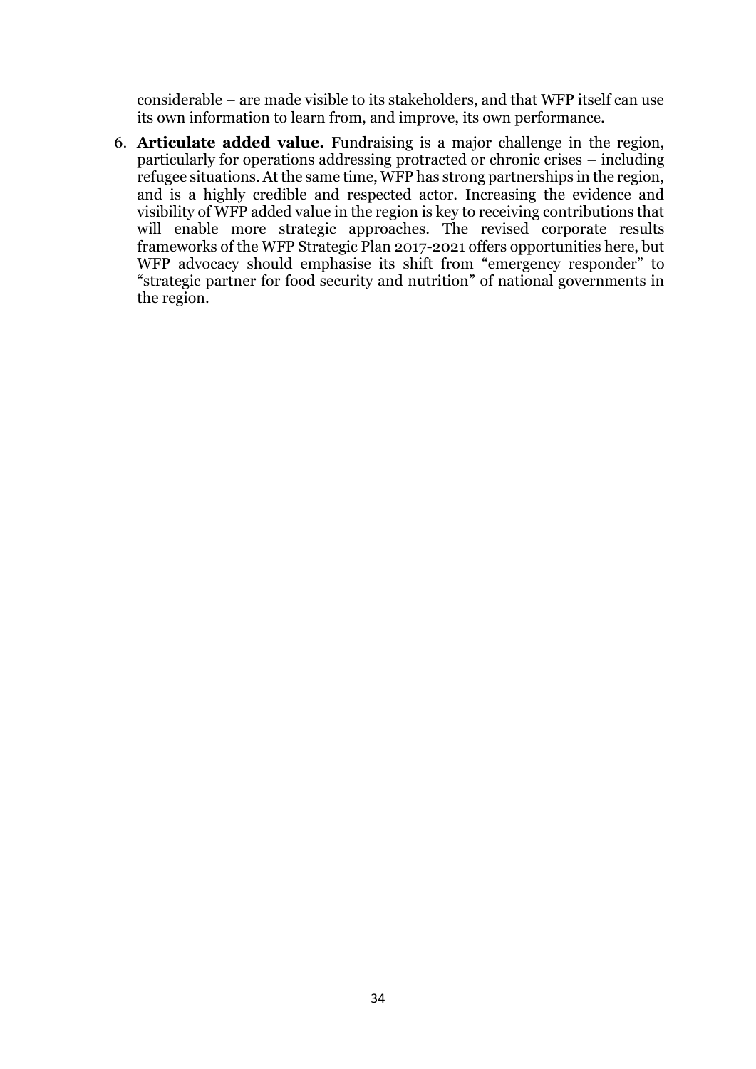considerable – are made visible to its stakeholders, and that WFP itself can use its own information to learn from, and improve, its own performance.

6. **Articulate added value.** Fundraising is a major challenge in the region, particularly for operations addressing protracted or chronic crises – including refugee situations. At the same time, WFP has strong partnerships in the region, and is a highly credible and respected actor. Increasing the evidence and visibility of WFP added value in the region is key to receiving contributions that will enable more strategic approaches. The revised corporate results frameworks of the WFP Strategic Plan 2017-2021 offers opportunities here, but WFP advocacy should emphasise its shift from "emergency responder" to "strategic partner for food security and nutrition" of national governments in the region.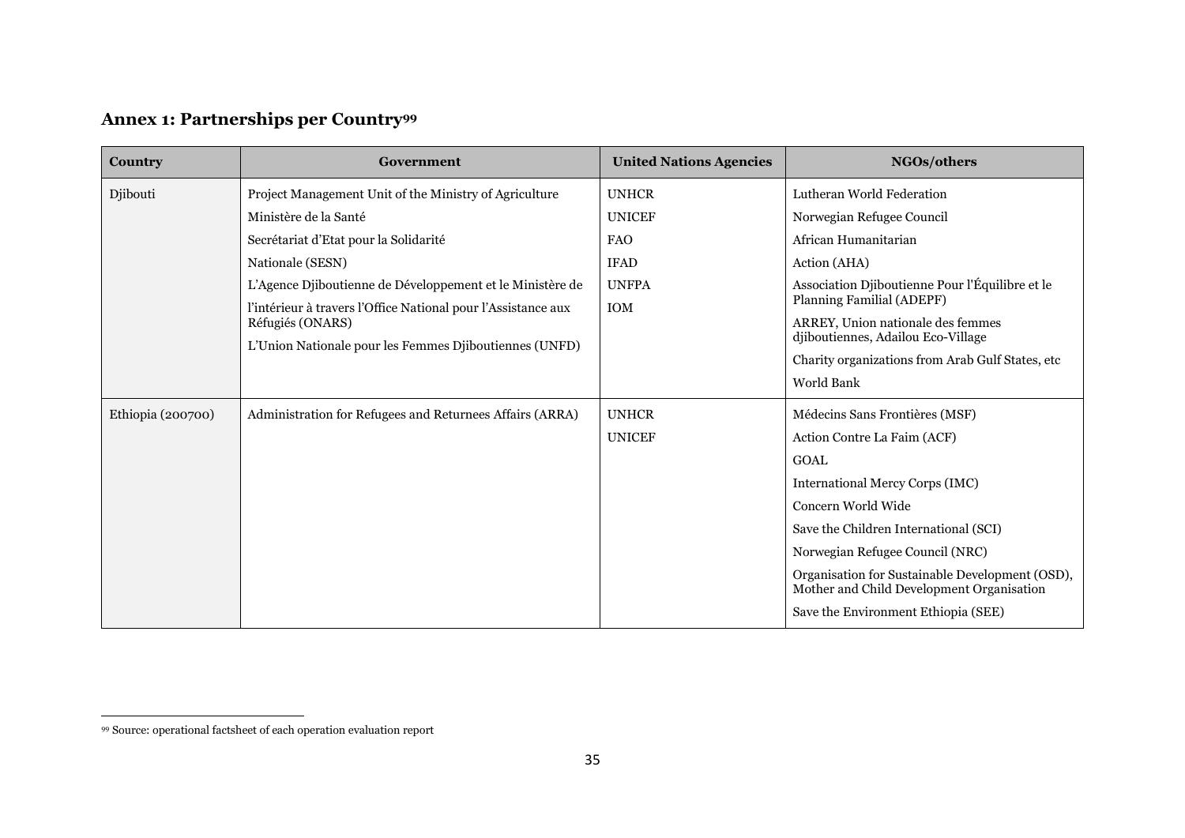## Annex 1: Partnerships per Country[99]

| Country | Government | United Nations Agencies | NGOs/others |
|---|---|---|---|
| Djibouti | Project Management Unit of the Ministry of Agriculture<br>Ministère de la Santé<br>Secrétariat d'Etat pour la Solidarité<br>Nationale (SESN)<br>L'Agence Djiboutienne de Développement et le Ministère de l'intérieur à travers l'Office National pour l'Assistance aux Réfugiés (ONARS)<br>L'Union Nationale pour les Femmes Djiboutiennes (UNFD) | UNHCR<br>UNICEF<br>FAO<br>IFAD<br>UNFPA<br>IOM | Lutheran World Federation<br>Norwegian Refugee Council<br>African Humanitarian<br>Action (AHA)<br>Association Djiboutienne Pour l'Équilibre et le Planning Familial (ADEPF)<br>ARREY, Union nationale des femmes djiboutiennes, Adailou Eco-Village<br>Charity organizations from Arab Gulf States, etc<br>World Bank |
| Ethiopia (200700) | Administration for Refugees and Returnees Affairs (ARRA) | UNHCR<br>UNICEF | Médecins Sans Frontières (MSF)<br>Action Contre La Faim (ACF)<br>GOAL<br>International Mercy Corps (IMC)<br>Concern World Wide<br>Save the Children International (SCI)<br>Norwegian Refugee Council (NRC)<br>Organisation for Sustainable Development (OSD), Mother and Child Development Organisation<br>Save the Environment Ethiopia (SEE) |

[99] Source: operational factsheet of each operation evaluation report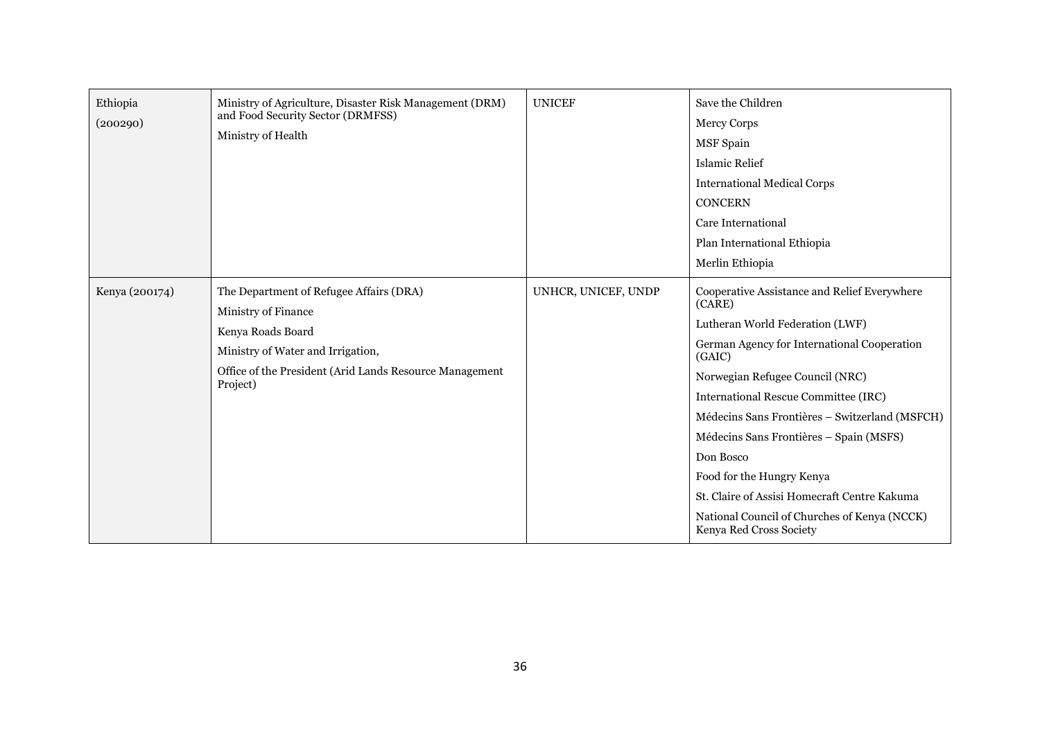| | | | |
|---|---|---|---|
| Ethiopia (200290) | Ministry of Agriculture, Disaster Risk Management (DRM) and Food Security Sector (DRMFSS)<br>Ministry of Health | UNICEF | Save the Children<br>Mercy Corps<br>MSF Spain<br>Islamic Relief<br>International Medical Corps<br>CONCERN<br>Care International<br>Plan International Ethiopia<br>Merlin Ethiopia |
| Kenya (200174) | The Department of Refugee Affairs (DRA)<br>Ministry of Finance<br>Kenya Roads Board<br>Ministry of Water and Irrigation,<br>Office of the President (Arid Lands Resource Management Project) | UNHCR, UNICEF, UNDP | Cooperative Assistance and Relief Everywhere (CARE)<br>Lutheran World Federation (LWF)<br>German Agency for International Cooperation (GAIC)<br>Norwegian Refugee Council (NRC)<br>International Rescue Committee (IRC)<br>Médecins Sans Frontières – Switzerland (MSFCH)<br>Médecins Sans Frontières – Spain (MSFS)<br>Don Bosco<br>Food for the Hungry Kenya<br>St. Claire of Assisi Homecraft Centre Kakuma<br>National Council of Churches of Kenya (NCCK) Kenya Red Cross Society |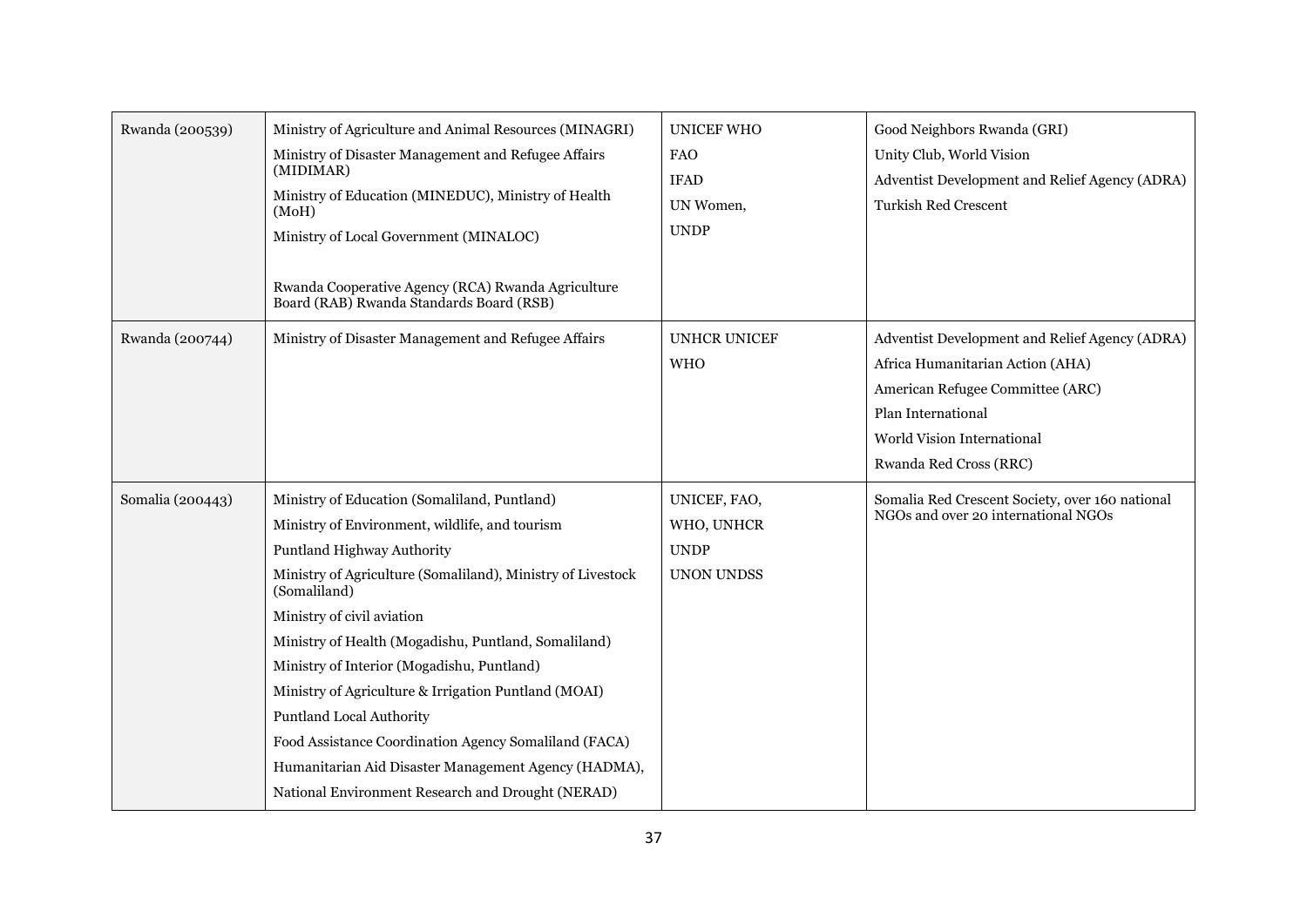| Rwanda (200539) | Ministry of Agriculture and Animal Resources (MINAGRI)<br>Ministry of Disaster Management and Refugee Affairs (MIDIMAR)<br>Ministry of Education (MINEDUC), Ministry of Health (MoH)<br>Ministry of Local Government (MINALOC)<br><br>Rwanda Cooperative Agency (RCA) Rwanda Agriculture Board (RAB) Rwanda Standards Board (RSB) | UNICEF WHO<br>FAO<br>IFAD<br>UN Women,<br>UNDP | Good Neighbors Rwanda (GRI)<br>Unity Club, World Vision<br>Adventist Development and Relief Agency (ADRA)<br>Turkish Red Crescent |
|---|---|---|---|
| Rwanda (200744) | Ministry of Disaster Management and Refugee Affairs | UNHCR UNICEF<br>WHO | Adventist Development and Relief Agency (ADRA)<br>Africa Humanitarian Action (AHA)<br>American Refugee Committee (ARC)<br>Plan International<br>World Vision International<br>Rwanda Red Cross (RRC) |
| Somalia (200443) | Ministry of Education (Somaliland, Puntland)<br>Ministry of Environment, wildlife, and tourism<br>Puntland Highway Authority<br>Ministry of Agriculture (Somaliland), Ministry of Livestock (Somaliland)<br>Ministry of civil aviation<br>Ministry of Health (Mogadishu, Puntland, Somaliland)<br>Ministry of Interior (Mogadishu, Puntland)<br>Ministry of Agriculture & Irrigation Puntland (MOAI)<br>Puntland Local Authority<br>Food Assistance Coordination Agency Somaliland (FACA)<br>Humanitarian Aid Disaster Management Agency (HADMA),<br>National Environment Research and Drought (NERAD) | UNICEF, FAO,<br>WHO, UNHCR<br>UNDP<br>UNON UNDSS | Somalia Red Crescent Society, over 160 national NGOs and over 20 international NGOs |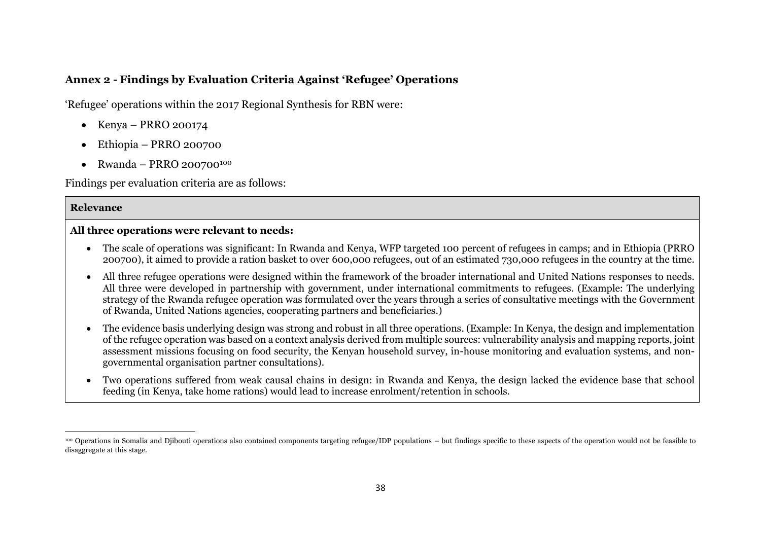### Annex 2 - Findings by Evaluation Criteria Against 'Refugee' Operations

'Refugee' operations within the 2017 Regional Synthesis for RBN were:

- Kenya – PRRO 200174
- Ethiopia – PRRO 200700
- Rwanda – PRRO 200700[100]

Findings per evaluation criteria are as follows:

| **Relevance** |
|---|
| **All three operations were relevant to needs:**<br><br>• The scale of operations was significant: In Rwanda and Kenya, WFP targeted 100 percent of refugees in camps; and in Ethiopia (PRRO 200700), it aimed to provide a ration basket to over 600,000 refugees, out of an estimated 730,000 refugees in the country at the time.<br><br>• All three refugee operations were designed within the framework of the broader international and United Nations responses to needs. All three were developed in partnership with government, under international commitments to refugees. (Example: The underlying strategy of the Rwanda refugee operation was formulated over the years through a series of consultative meetings with the Government of Rwanda, United Nations agencies, cooperating partners and beneficiaries.)<br><br>• The evidence basis underlying design was strong and robust in all three operations. (Example: In Kenya, the design and implementation of the refugee operation was based on a context analysis derived from multiple sources: vulnerability analysis and mapping reports, joint assessment missions focusing on food security, the Kenyan household survey, in-house monitoring and evaluation systems, and non-governmental organisation partner consultations).<br><br>• Two operations suffered from weak causal chains in design: in Rwanda and Kenya, the design lacked the evidence base that school feeding (in Kenya, take home rations) would lead to increase enrolment/retention in schools. |

[100] Operations in Somalia and Djibouti operations also contained components targeting refugee/IDP populations – but findings specific to these aspects of the operation would not be feasible to disaggregate at this stage.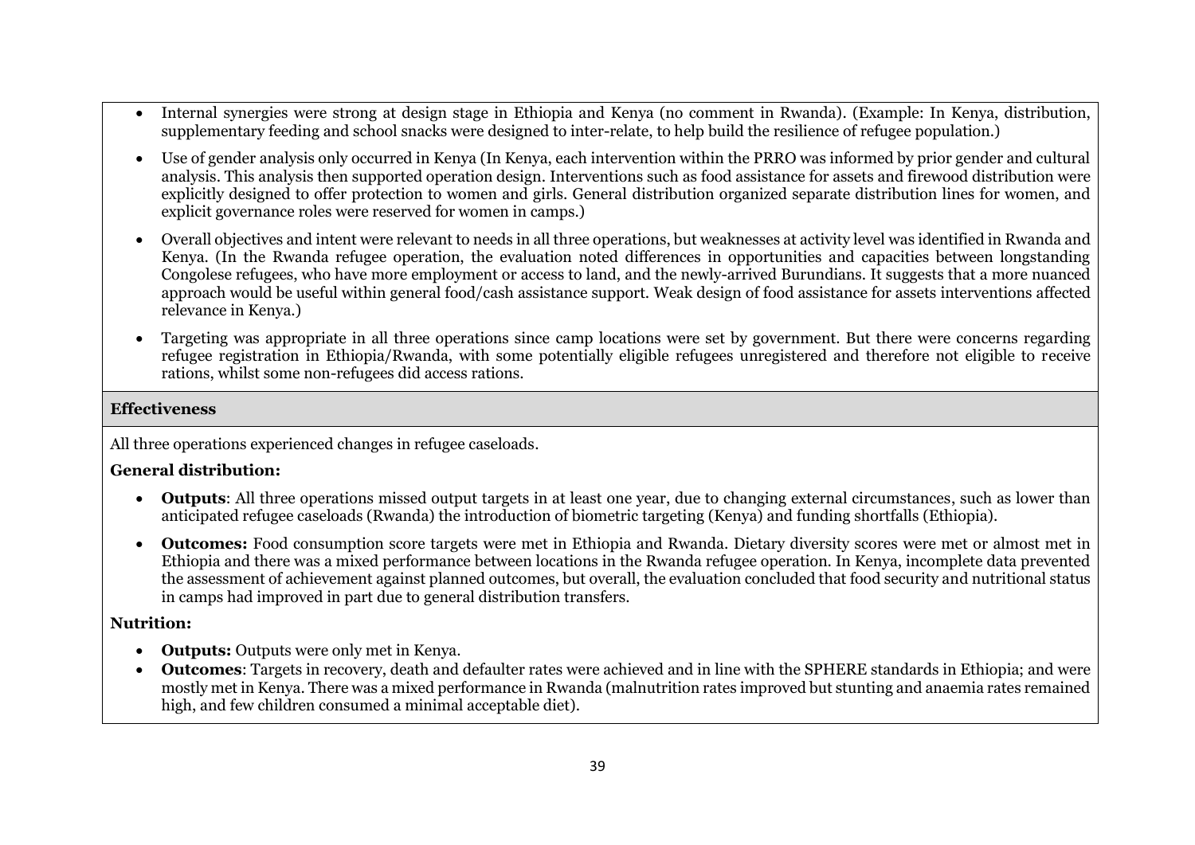- Internal synergies were strong at design stage in Ethiopia and Kenya (no comment in Rwanda). (Example: In Kenya, distribution, supplementary feeding and school snacks were designed to inter-relate, to help build the resilience of refugee population.)
- Use of gender analysis only occurred in Kenya (In Kenya, each intervention within the PRRO was informed by prior gender and cultural analysis. This analysis then supported operation design. Interventions such as food assistance for assets and firewood distribution were explicitly designed to offer protection to women and girls. General distribution organized separate distribution lines for women, and explicit governance roles were reserved for women in camps.)
- Overall objectives and intent were relevant to needs in all three operations, but weaknesses at activity level was identified in Rwanda and Kenya. (In the Rwanda refugee operation, the evaluation noted differences in opportunities and capacities between longstanding Congolese refugees, who have more employment or access to land, and the newly-arrived Burundians. It suggests that a more nuanced approach would be useful within general food/cash assistance support. Weak design of food assistance for assets interventions affected relevance in Kenya.)
- Targeting was appropriate in all three operations since camp locations were set by government. But there were concerns regarding refugee registration in Ethiopia/Rwanda, with some potentially eligible refugees unregistered and therefore not eligible to receive rations, whilst some non-refugees did access rations.

**Effectiveness**

All three operations experienced changes in refugee caseloads.

**General distribution:**

- **Outputs**: All three operations missed output targets in at least one year, due to changing external circumstances, such as lower than anticipated refugee caseloads (Rwanda) the introduction of biometric targeting (Kenya) and funding shortfalls (Ethiopia).
- **Outcomes:** Food consumption score targets were met in Ethiopia and Rwanda. Dietary diversity scores were met or almost met in Ethiopia and there was a mixed performance between locations in the Rwanda refugee operation. In Kenya, incomplete data prevented the assessment of achievement against planned outcomes, but overall, the evaluation concluded that food security and nutritional status in camps had improved in part due to general distribution transfers.

**Nutrition:**

- **Outputs:** Outputs were only met in Kenya.
- **Outcomes**: Targets in recovery, death and defaulter rates were achieved and in line with the SPHERE standards in Ethiopia; and were mostly met in Kenya. There was a mixed performance in Rwanda (malnutrition rates improved but stunting and anaemia rates remained high, and few children consumed a minimal acceptable diet).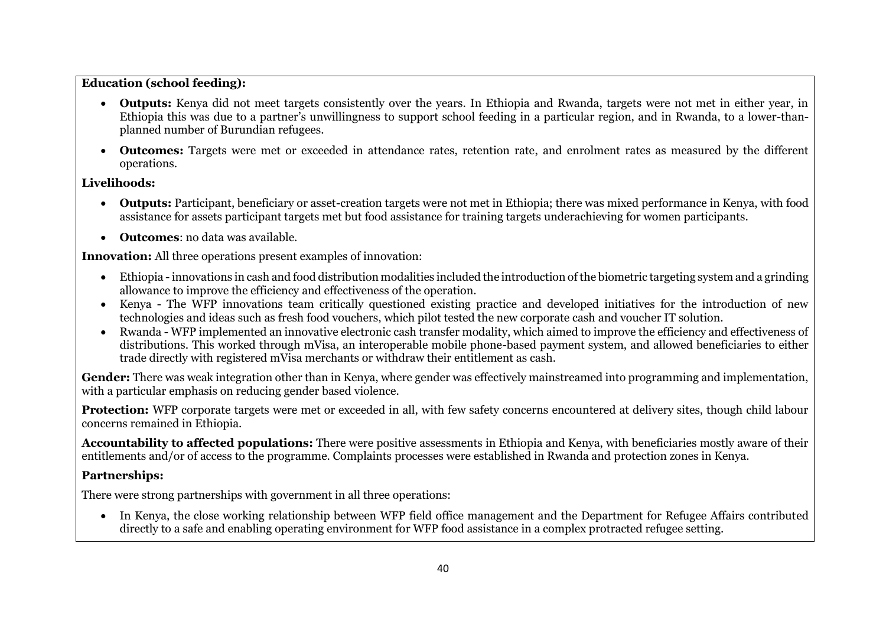**Education (school feeding):**

- **Outputs:** Kenya did not meet targets consistently over the years. In Ethiopia and Rwanda, targets were not met in either year, in Ethiopia this was due to a partner's unwillingness to support school feeding in a particular region, and in Rwanda, to a lower-than-planned number of Burundian refugees.
- **Outcomes:** Targets were met or exceeded in attendance rates, retention rate, and enrolment rates as measured by the different operations.

**Livelihoods:**

- **Outputs:** Participant, beneficiary or asset-creation targets were not met in Ethiopia; there was mixed performance in Kenya, with food assistance for assets participant targets met but food assistance for training targets underachieving for women participants.
- **Outcomes**: no data was available.

**Innovation:** All three operations present examples of innovation:

- Ethiopia - innovations in cash and food distribution modalities included the introduction of the biometric targeting system and a grinding allowance to improve the efficiency and effectiveness of the operation.
- Kenya - The WFP innovations team critically questioned existing practice and developed initiatives for the introduction of new technologies and ideas such as fresh food vouchers, which pilot tested the new corporate cash and voucher IT solution.
- Rwanda - WFP implemented an innovative electronic cash transfer modality, which aimed to improve the efficiency and effectiveness of distributions. This worked through mVisa, an interoperable mobile phone-based payment system, and allowed beneficiaries to either trade directly with registered mVisa merchants or withdraw their entitlement as cash.

**Gender:** There was weak integration other than in Kenya, where gender was effectively mainstreamed into programming and implementation, with a particular emphasis on reducing gender based violence.

**Protection:** WFP corporate targets were met or exceeded in all, with few safety concerns encountered at delivery sites, though child labour concerns remained in Ethiopia.

**Accountability to affected populations:** There were positive assessments in Ethiopia and Kenya, with beneficiaries mostly aware of their entitlements and/or of access to the programme. Complaints processes were established in Rwanda and protection zones in Kenya.

**Partnerships:**

There were strong partnerships with government in all three operations:

- In Kenya, the close working relationship between WFP field office management and the Department for Refugee Affairs contributed directly to a safe and enabling operating environment for WFP food assistance in a complex protracted refugee setting.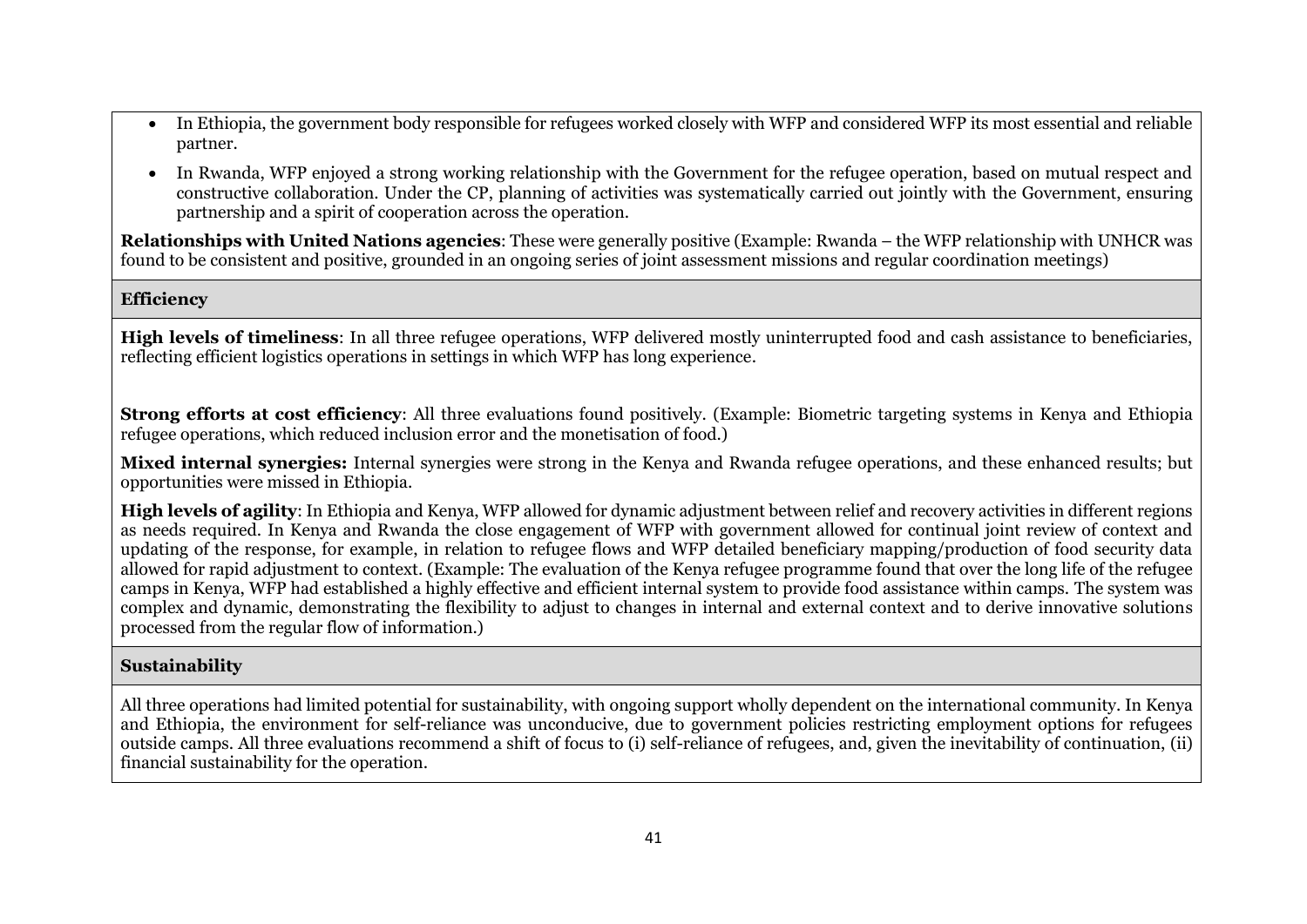- In Ethiopia, the government body responsible for refugees worked closely with WFP and considered WFP its most essential and reliable partner.
- In Rwanda, WFP enjoyed a strong working relationship with the Government for the refugee operation, based on mutual respect and constructive collaboration. Under the CP, planning of activities was systematically carried out jointly with the Government, ensuring partnership and a spirit of cooperation across the operation.

**Relationships with United Nations agencies**: These were generally positive (Example: Rwanda – the WFP relationship with UNHCR was found to be consistent and positive, grounded in an ongoing series of joint assessment missions and regular coordination meetings)

**Efficiency**

**High levels of timeliness**: In all three refugee operations, WFP delivered mostly uninterrupted food and cash assistance to beneficiaries, reflecting efficient logistics operations in settings in which WFP has long experience.

**Strong efforts at cost efficiency**: All three evaluations found positively. (Example: Biometric targeting systems in Kenya and Ethiopia refugee operations, which reduced inclusion error and the monetisation of food.)

**Mixed internal synergies:** Internal synergies were strong in the Kenya and Rwanda refugee operations, and these enhanced results; but opportunities were missed in Ethiopia.

**High levels of agility**: In Ethiopia and Kenya, WFP allowed for dynamic adjustment between relief and recovery activities in different regions as needs required. In Kenya and Rwanda the close engagement of WFP with government allowed for continual joint review of context and updating of the response, for example, in relation to refugee flows and WFP detailed beneficiary mapping/production of food security data allowed for rapid adjustment to context. (Example: The evaluation of the Kenya refugee programme found that over the long life of the refugee camps in Kenya, WFP had established a highly effective and efficient internal system to provide food assistance within camps. The system was complex and dynamic, demonstrating the flexibility to adjust to changes in internal and external context and to derive innovative solutions processed from the regular flow of information.)

**Sustainability**

All three operations had limited potential for sustainability, with ongoing support wholly dependent on the international community. In Kenya and Ethiopia, the environment for self-reliance was unconducive, due to government policies restricting employment options for refugees outside camps. All three evaluations recommend a shift of focus to (i) self-reliance of refugees, and, given the inevitability of continuation, (ii) financial sustainability for the operation.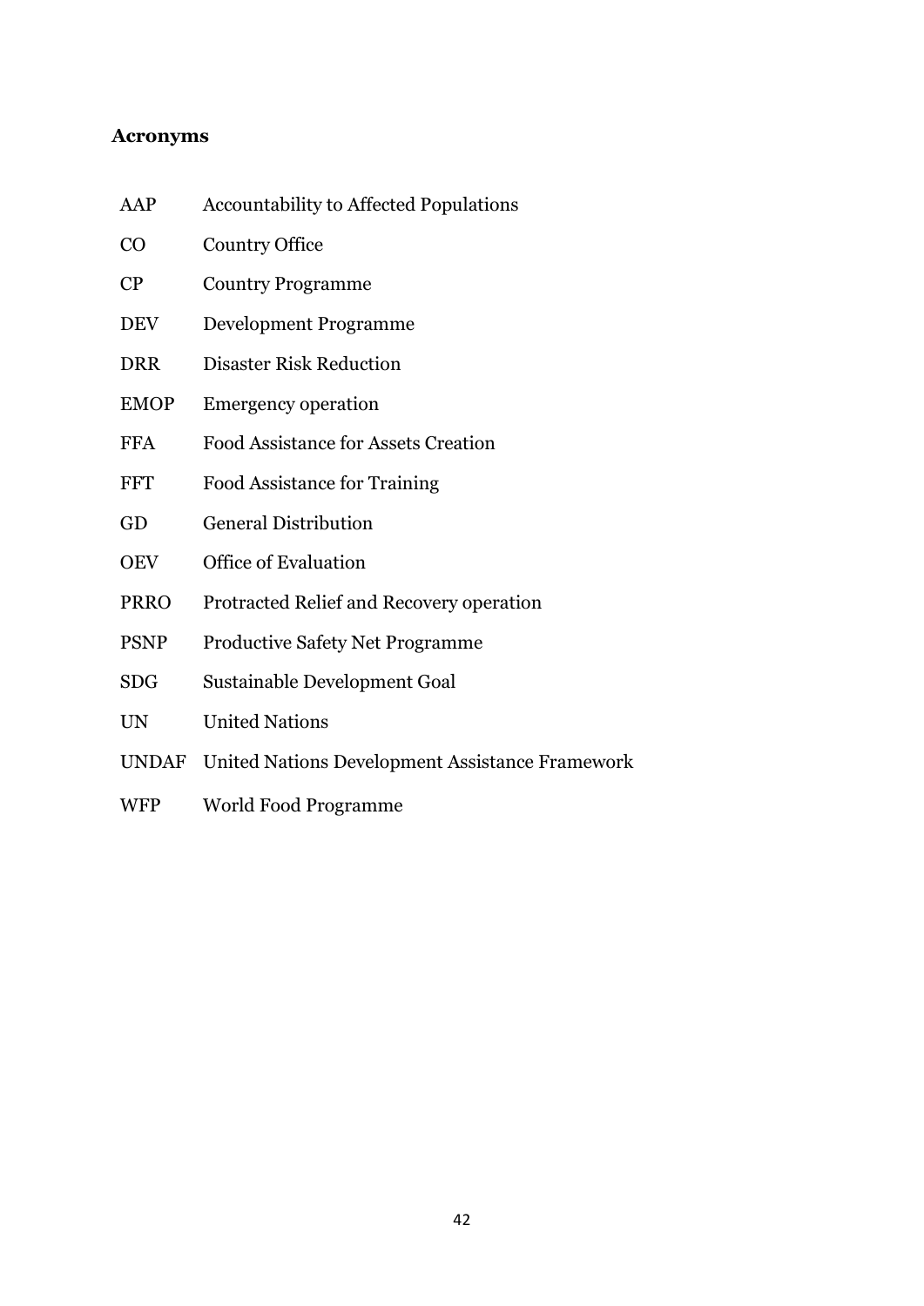# Acronyms

| | |
|---|---|
| AAP | Accountability to Affected Populations |
| CO | Country Office |
| CP | Country Programme |
| DEV | Development Programme |
| DRR | Disaster Risk Reduction |
| EMOP | Emergency operation |
| FFA | Food Assistance for Assets Creation |
| FFT | Food Assistance for Training |
| GD | General Distribution |
| OEV | Office of Evaluation |
| PRRO | Protracted Relief and Recovery operation |
| PSNP | Productive Safety Net Programme |
| SDG | Sustainable Development Goal |
| UN | United Nations |
| UNDAF | United Nations Development Assistance Framework |
| WFP | World Food Programme |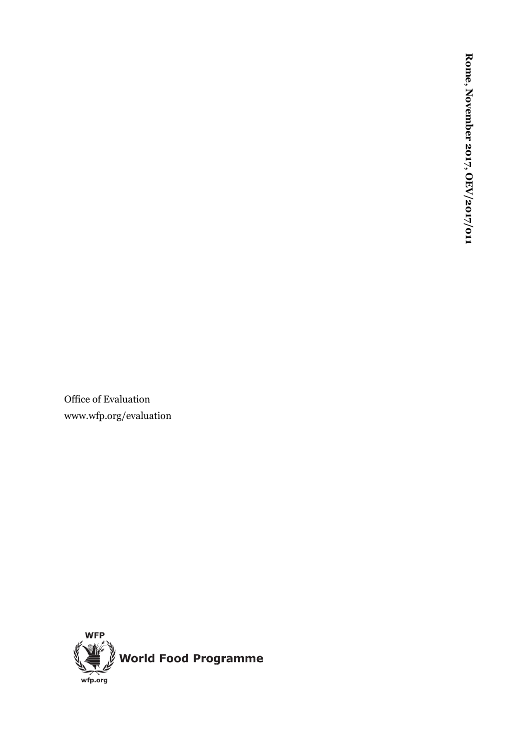Rome, November 2017, OEV/2017/011

Office of Evaluation
www.wfp.org/evaluation

WFP
World Food Programme
wfp.org